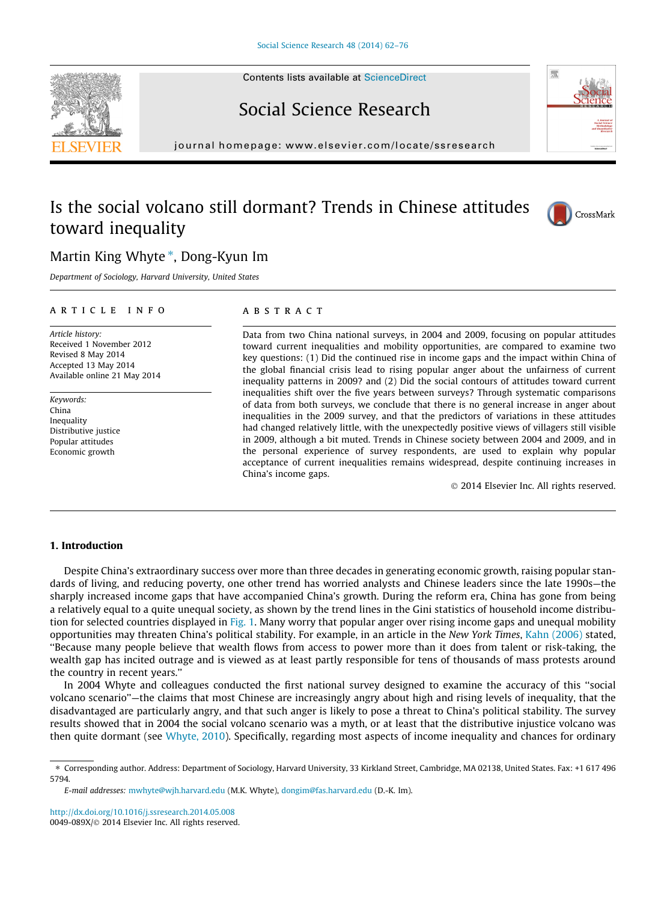# Is the social volcano still dormant? Trends in Chinese attitudes toward inequality

Martin King Whyte *, Dong-Kyun Im

*Department of Sociology, Harvard University, United States*

## ARTICLE INFO

*Article history:*
Received 1 November 2012
Revised 8 May 2014
Accepted 13 May 2014
Available online 21 May 2014

*Keywords:*
China
Inequality
Distributive justice
Popular attitudes
Economic growth

## ABSTRACT

Data from two China national surveys, in 2004 and 2009, focusing on popular attitudes toward current inequalities and mobility opportunities, are compared to examine two key questions: (1) Did the continued rise in income gaps and the impact within China of the global financial crisis lead to rising popular anger about the unfairness of current inequality patterns in 2009? and (2) Did the social contours of attitudes toward current inequalities shift over the five years between surveys? Through systematic comparisons of data from both surveys, we conclude that there is no general increase in anger about inequalities in the 2009 survey, and that the predictors of variations in these attitudes had changed relatively little, with the unexpectedly positive views of villagers still visible in 2009, although a bit muted. Trends in Chinese society between 2004 and 2009, and in the personal experience of survey respondents, are used to explain why popular acceptance of current inequalities remains widespread, despite continuing increases in China's income gaps.

© 2014 Elsevier Inc. All rights reserved.

## 1. Introduction

Despite China's extraordinary success over more than three decades in generating economic growth, raising popular standards of living, and reducing poverty, one other trend has worried analysts and Chinese leaders since the late 1990s—the sharply increased income gaps that have accompanied China's growth. During the reform era, China has gone from being a relatively equal to a quite unequal society, as shown by the trend lines in the Gini statistics of household income distribution for selected countries displayed in Fig. 1. Many worry that popular anger over rising income gaps and unequal mobility opportunities may threaten China's political stability. For example, in an article in the *New York Times*, Kahn (2006) stated, "Because many people believe that wealth flows from access to power more than it does from talent or risk-taking, the wealth gap has incited outrage and is viewed as at least partly responsible for tens of thousands of mass protests around the country in recent years."

In 2004 Whyte and colleagues conducted the first national survey designed to examine the accuracy of this "social volcano scenario"—the claims that most Chinese are increasingly angry about high and rising levels of inequality, that the disadvantaged are particularly angry, and that such anger is likely to pose a threat to China's political stability. The survey results showed that in 2004 the social volcano scenario was a myth, or at least that the distributive injustice volcano was then quite dormant (see Whyte, 2010). Specifically, regarding most aspects of income inequality and chances for ordinary

* Corresponding author. Address: Department of Sociology, Harvard University, 33 Kirkland Street, Cambridge, MA 02138, United States. Fax: +1 617 496 5794.

*E-mail addresses:* mwhyte@wjh.harvard.edu (M.K. Whyte), dongim@fas.harvard.edu (D.-K. Im).

http://dx.doi.org/10.1016/j.ssresearch.2014.05.008
0049-089X/© 2014 Elsevier Inc. All rights reserved.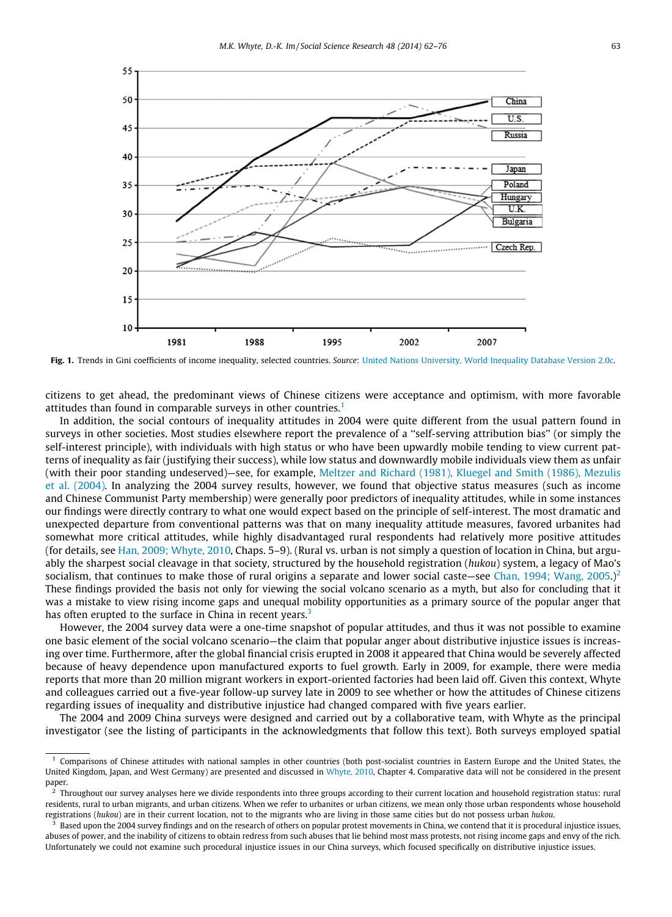Fig. 1. Trends in Gini coefficients of income inequality, selected countries. *Source*: United Nations University, World Inequality Database Version 2.0c.

citizens to get ahead, the predominant views of Chinese citizens were acceptance and optimism, with more favorable attitudes than found in comparable surveys in other countries.[1]

In addition, the social contours of inequality attitudes in 2004 were quite different from the usual pattern found in surveys in other societies. Most studies elsewhere report the prevalence of a ''self-serving attribution bias'' (or simply the self-interest principle), with individuals with high status or who have been upwardly mobile tending to view current patterns of inequality as fair (justifying their success), while low status and downwardly mobile individuals view them as unfair (with their poor standing undeserved)—see, for example, Meltzer and Richard (1981), Kluegel and Smith (1986), Mezulis et al. (2004). In analyzing the 2004 survey results, however, we found that objective status measures (such as income and Chinese Communist Party membership) were generally poor predictors of inequality attitudes, while in some instances our findings were directly contrary to what one would expect based on the principle of self-interest. The most dramatic and unexpected departure from conventional patterns was that on many inequality attitude measures, favored urbanites had somewhat more critical attitudes, while highly disadvantaged rural respondents had relatively more positive attitudes (for details, see Han, 2009; Whyte, 2010, Chaps. 5–9). (Rural vs. urban is not simply a question of location in China, but arguably the sharpest social cleavage in that society, structured by the household registration (*hukou*) system, a legacy of Mao's socialism, that continues to make those of rural origins a separate and lower social caste—see Chan, 1994; Wang, 2005.)[2] These findings provided the basis not only for viewing the social volcano scenario as a myth, but also for concluding that it was a mistake to view rising income gaps and unequal mobility opportunities as a primary source of the popular anger that has often erupted to the surface in China in recent years.[3]

However, the 2004 survey data were a one-time snapshot of popular attitudes, and thus it was not possible to examine one basic element of the social volcano scenario—the claim that popular anger about distributive injustice issues is increasing over time. Furthermore, after the global financial crisis erupted in 2008 it appeared that China would be severely affected because of heavy dependence upon manufactured exports to fuel growth. Early in 2009, for example, there were media reports that more than 20 million migrant workers in export-oriented factories had been laid off. Given this context, Whyte and colleagues carried out a five-year follow-up survey late in 2009 to see whether or how the attitudes of Chinese citizens regarding issues of inequality and distributive injustice had changed compared with five years earlier.

The 2004 and 2009 China surveys were designed and carried out by a collaborative team, with Whyte as the principal investigator (see the listing of participants in the acknowledgments that follow this text). Both surveys employed spatial

---

[1] Comparisons of Chinese attitudes with national samples in other countries (both post-socialist countries in Eastern Europe and the United States, the United Kingdom, Japan, and West Germany) are presented and discussed in Whyte, 2010, Chapter 4. Comparative data will not be considered in the present paper.

[2] Throughout our survey analyses here we divide respondents into three groups according to their current location and household registration status: rural residents, rural to urban migrants, and urban citizens. When we refer to urbanites or urban citizens, we mean only those urban respondents whose household registrations (*hukou*) are in their current location, not to the migrants who are living in those same cities but do not possess urban *hukou*.

[3] Based upon the 2004 survey findings and on the research of others on popular protest movements in China, we contend that it is procedural injustice issues, abuses of power, and the inability of citizens to obtain redress from such abuses that lie behind most mass protests, not rising income gaps and envy of the rich. Unfortunately we could not examine such procedural injustice issues in our China surveys, which focused specifically on distributive injustice issues.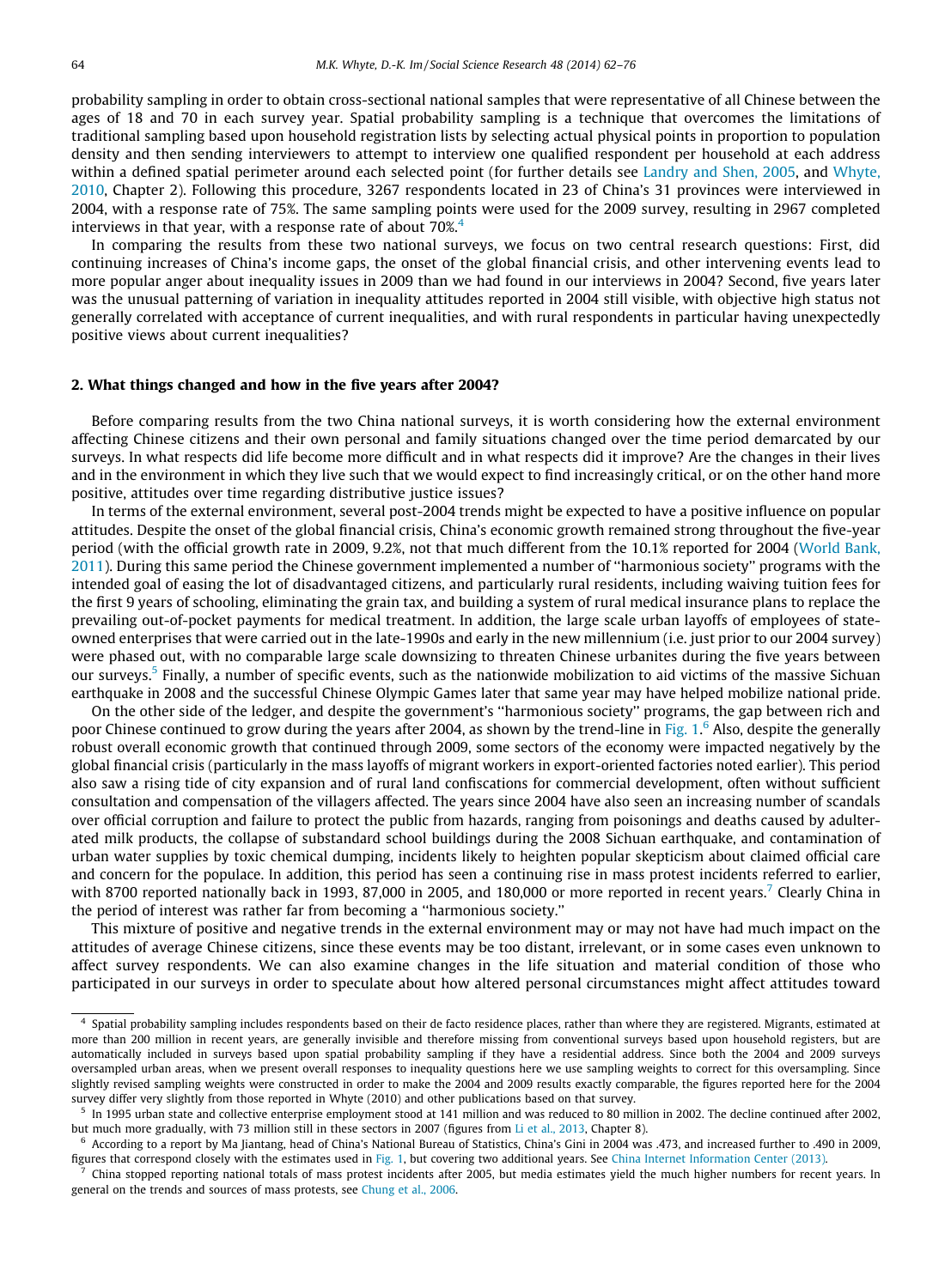probability sampling in order to obtain cross-sectional national samples that were representative of all Chinese between the ages of 18 and 70 in each survey year. Spatial probability sampling is a technique that overcomes the limitations of traditional sampling based upon household registration lists by selecting actual physical points in proportion to population density and then sending interviewers to attempt to interview one qualified respondent per household at each address within a defined spatial perimeter around each selected point (for further details see Landry and Shen, 2005, and Whyte, 2010, Chapter 2). Following this procedure, 3267 respondents located in 23 of China's 31 provinces were interviewed in 2004, with a response rate of 75%. The same sampling points were used for the 2009 survey, resulting in 2967 completed interviews in that year, with a response rate of about 70%.[4]

In comparing the results from these two national surveys, we focus on two central research questions: First, did continuing increases of China's income gaps, the onset of the global financial crisis, and other intervening events lead to more popular anger about inequality issues in 2009 than we had found in our interviews in 2004? Second, five years later was the unusual patterning of variation in inequality attitudes reported in 2004 still visible, with objective high status not generally correlated with acceptance of current inequalities, and with rural respondents in particular having unexpectedly positive views about current inequalities?

## 2. What things changed and how in the five years after 2004?

Before comparing results from the two China national surveys, it is worth considering how the external environment affecting Chinese citizens and their own personal and family situations changed over the time period demarcated by our surveys. In what respects did life become more difficult and in what respects did it improve? Are the changes in their lives and in the environment in which they live such that we would expect to find increasingly critical, or on the other hand more positive, attitudes over time regarding distributive justice issues?

In terms of the external environment, several post-2004 trends might be expected to have a positive influence on popular attitudes. Despite the onset of the global financial crisis, China's economic growth remained strong throughout the five-year period (with the official growth rate in 2009, 9.2%, not that much different from the 10.1% reported for 2004 (World Bank, 2011). During this same period the Chinese government implemented a number of "harmonious society" programs with the intended goal of easing the lot of disadvantaged citizens, and particularly rural residents, including waiving tuition fees for the first 9 years of schooling, eliminating the grain tax, and building a system of rural medical insurance plans to replace the prevailing out-of-pocket payments for medical treatment. In addition, the large scale urban layoffs of employees of state-owned enterprises that were carried out in the late-1990s and early in the new millennium (i.e. just prior to our 2004 survey) were phased out, with no comparable large scale downsizing to threaten Chinese urbanites during the five years between our surveys.[5] Finally, a number of specific events, such as the nationwide mobilization to aid victims of the massive Sichuan earthquake in 2008 and the successful Chinese Olympic Games later that same year may have helped mobilize national pride.

On the other side of the ledger, and despite the government's "harmonious society" programs, the gap between rich and poor Chinese continued to grow during the years after 2004, as shown by the trend-line in Fig. 1.[6] Also, despite the generally robust overall economic growth that continued through 2009, some sectors of the economy were impacted negatively by the global financial crisis (particularly in the mass layoffs of migrant workers in export-oriented factories noted earlier). This period also saw a rising tide of city expansion and of rural land confiscations for commercial development, often without sufficient consultation and compensation of the villagers affected. The years since 2004 have also seen an increasing number of scandals over official corruption and failure to protect the public from hazards, ranging from poisonings and deaths caused by adulterated milk products, the collapse of substandard school buildings during the 2008 Sichuan earthquake, and contamination of urban water supplies by toxic chemical dumping, incidents likely to heighten popular skepticism about claimed official care and concern for the populace. In addition, this period has seen a continuing rise in mass protest incidents referred to earlier, with 8700 reported nationally back in 1993, 87,000 in 2005, and 180,000 or more reported in recent years.[7] Clearly China in the period of interest was rather far from becoming a "harmonious society."

This mixture of positive and negative trends in the external environment may or may not have had much impact on the attitudes of average Chinese citizens, since these events may be too distant, irrelevant, or in some cases even unknown to affect survey respondents. We can also examine changes in the life situation and material condition of those who participated in our surveys in order to speculate about how altered personal circumstances might affect attitudes toward

---

[4] Spatial probability sampling includes respondents based on their de facto residence places, rather than where they are registered. Migrants, estimated at more than 200 million in recent years, are generally invisible and therefore missing from conventional surveys based upon household registers, but are automatically included in surveys based upon spatial probability sampling if they have a residential address. Since both the 2004 and 2009 surveys oversampled urban areas, when we present overall responses to inequality questions here we use sampling weights to correct for this oversampling. Since slightly revised sampling weights were constructed in order to make the 2004 and 2009 results exactly comparable, the figures reported here for the 2004 survey differ very slightly from those reported in Whyte (2010) and other publications based on that survey.

[5] In 1995 urban state and collective enterprise employment stood at 141 million and was reduced to 80 million in 2002. The decline continued after 2002, but much more gradually, with 73 million still in these sectors in 2007 (figures from Li et al., 2013, Chapter 8).

[6] According to a report by Ma Jiantang, head of China's National Bureau of Statistics, China's Gini in 2004 was .473, and increased further to .490 in 2009, figures that correspond closely with the estimates used in Fig. 1, but covering two additional years. See China Internet Information Center (2013).

[7] China stopped reporting national totals of mass protest incidents after 2005, but media estimates yield the much higher numbers for recent years. In general on the trends and sources of mass protests, see Chung et al., 2006.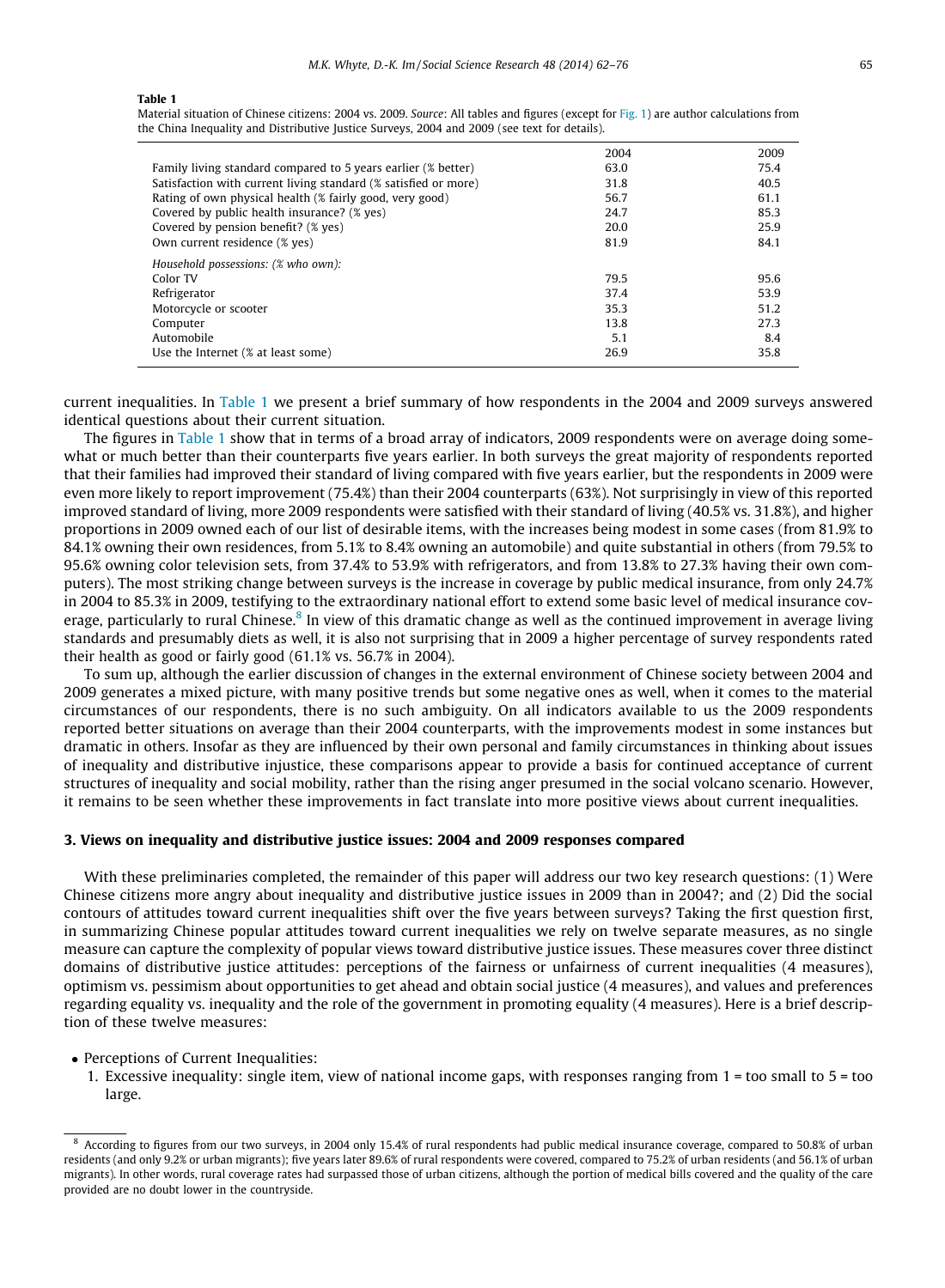**Table 1**
Material situation of Chinese citizens: 2004 vs. 2009. *Source*: All tables and figures (except for Fig. 1) are author calculations from the China Inequality and Distributive Justice Surveys, 2004 and 2009 (see text for details).

| | 2004 | 2009 |
|---|---|---|
| Family living standard compared to 5 years earlier (% better) | 63.0 | 75.4 |
| Satisfaction with current living standard (% satisfied or more) | 31.8 | 40.5 |
| Rating of own physical health (% fairly good, very good) | 56.7 | 61.1 |
| Covered by public health insurance? (% yes) | 24.7 | 85.3 |
| Covered by pension benefit? (% yes) | 20.0 | 25.9 |
| Own current residence (% yes) | 81.9 | 84.1 |
| *Household possessions: (% who own):* | | |
| Color TV | 79.5 | 95.6 |
| Refrigerator | 37.4 | 53.9 |
| Motorcycle or scooter | 35.3 | 51.2 |
| Computer | 13.8 | 27.3 |
| Automobile | 5.1 | 8.4 |
| Use the Internet (% at least some) | 26.9 | 35.8 |

current inequalities. In Table 1 we present a brief summary of how respondents in the 2004 and 2009 surveys answered identical questions about their current situation.

The figures in Table 1 show that in terms of a broad array of indicators, 2009 respondents were on average doing somewhat or much better than their counterparts five years earlier. In both surveys the great majority of respondents reported that their families had improved their standard of living compared with five years earlier, but the respondents in 2009 were even more likely to report improvement (75.4%) than their 2004 counterparts (63%). Not surprisingly in view of this reported improved standard of living, more 2009 respondents were satisfied with their standard of living (40.5% vs. 31.8%), and higher proportions in 2009 owned each of our list of desirable items, with the increases being modest in some cases (from 81.9% to 84.1% owning their own residences, from 5.1% to 8.4% owning an automobile) and quite substantial in others (from 79.5% to 95.6% owning color television sets, from 37.4% to 53.9% with refrigerators, and from 13.8% to 27.3% having their own computers). The most striking change between surveys is the increase in coverage by public medical insurance, from only 24.7% in 2004 to 85.3% in 2009, testifying to the extraordinary national effort to extend some basic level of medical insurance coverage, particularly to rural Chinese.[8] In view of this dramatic change as well as the continued improvement in average living standards and presumably diets as well, it is also not surprising that in 2009 a higher percentage of survey respondents rated their health as good or fairly good (61.1% vs. 56.7% in 2004).

To sum up, although the earlier discussion of changes in the external environment of Chinese society between 2004 and 2009 generates a mixed picture, with many positive trends but some negative ones as well, when it comes to the material circumstances of our respondents, there is no such ambiguity. On all indicators available to us the 2009 respondents reported better situations on average than their 2004 counterparts, with the improvements modest in some instances but dramatic in others. Insofar as they are influenced by their own personal and family circumstances in thinking about issues of inequality and distributive injustice, these comparisons appear to provide a basis for continued acceptance of current structures of inequality and social mobility, rather than the rising anger presumed in the social volcano scenario. However, it remains to be seen whether these improvements in fact translate into more positive views about current inequalities.

## 3. Views on inequality and distributive justice issues: 2004 and 2009 responses compared

With these preliminaries completed, the remainder of this paper will address our two key research questions: (1) Were Chinese citizens more angry about inequality and distributive justice issues in 2009 than in 2004?; and (2) Did the social contours of attitudes toward current inequalities shift over the five years between surveys? Taking the first question first, in summarizing Chinese popular attitudes toward current inequalities we rely on twelve separate measures, as no single measure can capture the complexity of popular views toward distributive justice issues. These measures cover three distinct domains of distributive justice attitudes: perceptions of the fairness or unfairness of current inequalities (4 measures), optimism vs. pessimism about opportunities to get ahead and obtain social justice (4 measures), and values and preferences regarding equality vs. inequality and the role of the government in promoting equality (4 measures). Here is a brief description of these twelve measures:

- Perceptions of Current Inequalities:
  1. Excessive inequality: single item, view of national income gaps, with responses ranging from 1 = too small to 5 = too large.

[8] According to figures from our two surveys, in 2004 only 15.4% of rural respondents had public medical insurance coverage, compared to 50.8% of urban residents (and only 9.2% or urban migrants); five years later 89.6% of rural respondents were covered, compared to 75.2% of urban residents (and 56.1% of urban migrants). In other words, rural coverage rates had surpassed those of urban citizens, although the portion of medical bills covered and the quality of the care provided are no doubt lower in the countryside.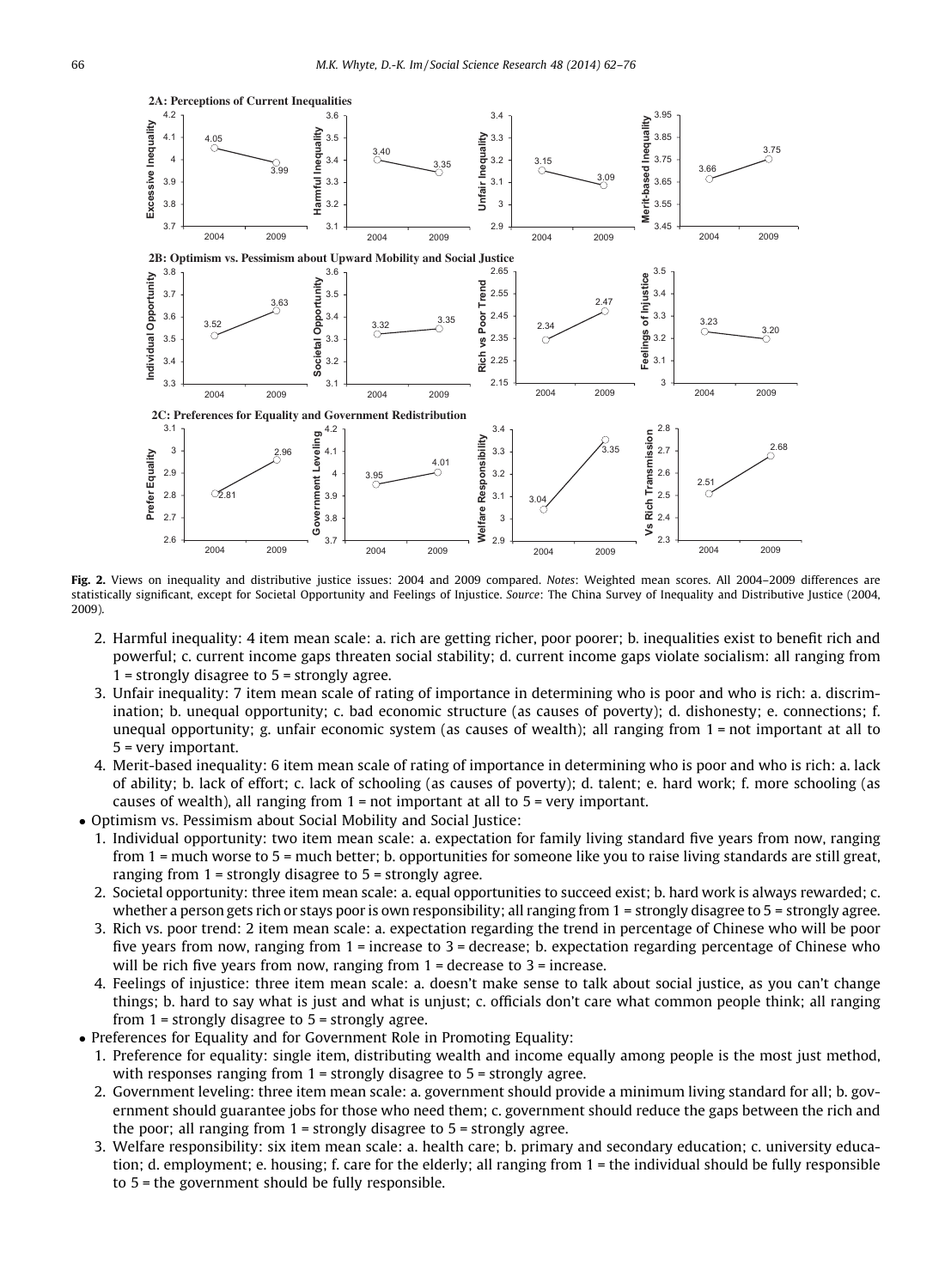**Fig. 2.** Views on inequality and distributive justice issues: 2004 and 2009 compared. *Notes*: Weighted mean scores. All 2004–2009 differences are statistically significant, except for Societal Opportunity and Feelings of Injustice. *Source*: The China Survey of Inequality and Distributive Justice (2004, 2009).

2. Harmful inequality: 4 item mean scale: a. rich are getting richer, poor poorer; b. inequalities exist to benefit rich and powerful; c. current income gaps threaten social stability; d. current income gaps violate socialism: all ranging from 1 = strongly disagree to 5 = strongly agree.
3. Unfair inequality: 7 item mean scale of rating of importance in determining who is poor and who is rich: a. discrimination; b. unequal opportunity; c. bad economic structure (as causes of poverty); d. dishonesty; e. connections; f. unequal opportunity; g. unfair economic system (as causes of wealth); all ranging from 1 = not important at all to 5 = very important.
4. Merit-based inequality: 6 item mean scale of rating of importance in determining who is poor and who is rich: a. lack of ability; b. lack of effort; c. lack of schooling (as causes of poverty); d. talent; e. hard work; f. more schooling (as causes of wealth), all ranging from 1 = not important at all to 5 = very important.

- Optimism vs. Pessimism about Social Mobility and Social Justice:
  1. Individual opportunity: two item mean scale: a. expectation for family living standard five years from now, ranging from 1 = much worse to 5 = much better; b. opportunities for someone like you to raise living standards are still great, ranging from 1 = strongly disagree to 5 = strongly agree.
  2. Societal opportunity: three item mean scale: a. equal opportunities to succeed exist; b. hard work is always rewarded; c. whether a person gets rich or stays poor is own responsibility; all ranging from 1 = strongly disagree to 5 = strongly agree.
  3. Rich vs. poor trend: 2 item mean scale: a. expectation regarding the trend in percentage of Chinese who will be poor five years from now, ranging from 1 = increase to 3 = decrease; b. expectation regarding percentage of Chinese who will be rich five years from now, ranging from 1 = decrease to 3 = increase.
  4. Feelings of injustice: three item mean scale: a. doesn't make sense to talk about social justice, as you can't change things; b. hard to say what is just and what is unjust; c. officials don't care what common people think; all ranging from 1 = strongly disagree to 5 = strongly agree.
- Preferences for Equality and for Government Role in Promoting Equality:
  1. Preference for equality: single item, distributing wealth and income equally among people is the most just method, with responses ranging from 1 = strongly disagree to 5 = strongly agree.
  2. Government leveling: three item mean scale: a. government should provide a minimum living standard for all; b. government should guarantee jobs for those who need them; c. government should reduce the gaps between the rich and the poor; all ranging from 1 = strongly disagree to 5 = strongly agree.
  3. Welfare responsibility: six item mean scale: a. health care; b. primary and secondary education; c. university education; d. employment; e. housing; f. care for the elderly; all ranging from 1 = the individual should be fully responsible to 5 = the government should be fully responsible.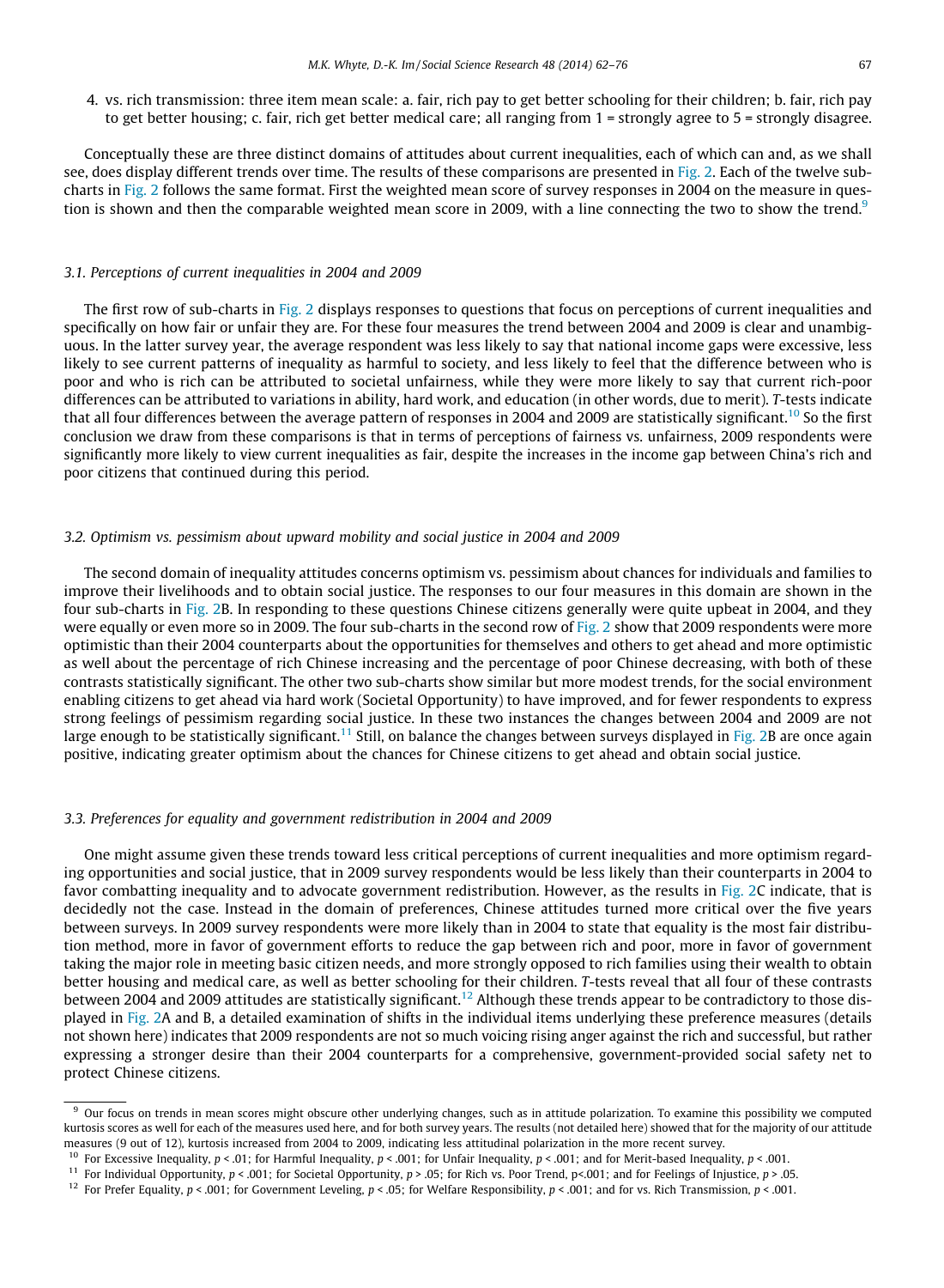4. vs. rich transmission: three item mean scale: a. fair, rich pay to get better schooling for their children; b. fair, rich pay to get better housing; c. fair, rich get better medical care; all ranging from 1 = strongly agree to 5 = strongly disagree.

Conceptually these are three distinct domains of attitudes about current inequalities, each of which can and, as we shall see, does display different trends over time. The results of these comparisons are presented in Fig. 2. Each of the twelve sub-charts in Fig. 2 follows the same format. First the weighted mean score of survey responses in 2004 on the measure in question is shown and then the comparable weighted mean score in 2009, with a line connecting the two to show the trend.[9]

### 3.1. Perceptions of current inequalities in 2004 and 2009

The first row of sub-charts in Fig. 2 displays responses to questions that focus on perceptions of current inequalities and specifically on how fair or unfair they are. For these four measures the trend between 2004 and 2009 is clear and unambiguous. In the latter survey year, the average respondent was less likely to say that national income gaps were excessive, less likely to see current patterns of inequality as harmful to society, and less likely to feel that the difference between who is poor and who is rich can be attributed to societal unfairness, while they were more likely to say that current rich-poor differences can be attributed to variations in ability, hard work, and education (in other words, due to merit). *T*-tests indicate that all four differences between the average pattern of responses in 2004 and 2009 are statistically significant.[10] So the first conclusion we draw from these comparisons is that in terms of perceptions of fairness vs. unfairness, 2009 respondents were significantly more likely to view current inequalities as fair, despite the increases in the income gap between China's rich and poor citizens that continued during this period.

### 3.2. Optimism vs. pessimism about upward mobility and social justice in 2004 and 2009

The second domain of inequality attitudes concerns optimism vs. pessimism about chances for individuals and families to improve their livelihoods and to obtain social justice. The responses to our four measures in this domain are shown in the four sub-charts in Fig. 2B. In responding to these questions Chinese citizens generally were quite upbeat in 2004, and they were equally or even more so in 2009. The four sub-charts in the second row of Fig. 2 show that 2009 respondents were more optimistic than their 2004 counterparts about the opportunities for themselves and others to get ahead and more optimistic as well about the percentage of rich Chinese increasing and the percentage of poor Chinese decreasing, with both of these contrasts statistically significant. The other two sub-charts show similar but more modest trends, for the social environment enabling citizens to get ahead via hard work (Societal Opportunity) to have improved, and for fewer respondents to express strong feelings of pessimism regarding social justice. In these two instances the changes between 2004 and 2009 are not large enough to be statistically significant.[11] Still, on balance the changes between surveys displayed in Fig. 2B are once again positive, indicating greater optimism about the chances for Chinese citizens to get ahead and obtain social justice.

### 3.3. Preferences for equality and government redistribution in 2004 and 2009

One might assume given these trends toward less critical perceptions of current inequalities and more optimism regarding opportunities and social justice, that in 2009 survey respondents would be less likely than their counterparts in 2004 to favor combatting inequality and to advocate government redistribution. However, as the results in Fig. 2C indicate, that is decidedly not the case. Instead in the domain of preferences, Chinese attitudes turned more critical over the five years between surveys. In 2009 survey respondents were more likely than in 2004 to state that equality is the most fair distribution method, more in favor of government efforts to reduce the gap between rich and poor, more in favor of government taking the major role in meeting basic citizen needs, and more strongly opposed to rich families using their wealth to obtain better housing and medical care, as well as better schooling for their children. *T*-tests reveal that all four of these contrasts between 2004 and 2009 attitudes are statistically significant.[12] Although these trends appear to be contradictory to those displayed in Fig. 2A and B, a detailed examination of shifts in the individual items underlying these preference measures (details not shown here) indicates that 2009 respondents are not so much voicing rising anger against the rich and successful, but rather expressing a stronger desire than their 2004 counterparts for a comprehensive, government-provided social safety net to protect Chinese citizens.

---

[9] Our focus on trends in mean scores might obscure other underlying changes, such as in attitude polarization. To examine this possibility we computed kurtosis scores as well for each of the measures used here, and for both survey years. The results (not detailed here) showed that for the majority of our attitude measures (9 out of 12), kurtosis increased from 2004 to 2009, indicating less attitudinal polarization in the more recent survey.

[10] For Excessive Inequality, $p < .01$; for Harmful Inequality, $p < .001$; for Unfair Inequality, $p < .001$; and for Merit-based Inequality, $p < .001$.

[11] For Individual Opportunity, $p < .001$; for Societal Opportunity, $p > .05$; for Rich vs. Poor Trend, $p < .001$; and for Feelings of Injustice, $p > .05$.

[12] For Prefer Equality, $p < .001$; for Government Leveling, $p < .05$; for Welfare Responsibility, $p < .001$; and for vs. Rich Transmission, $p < .001$.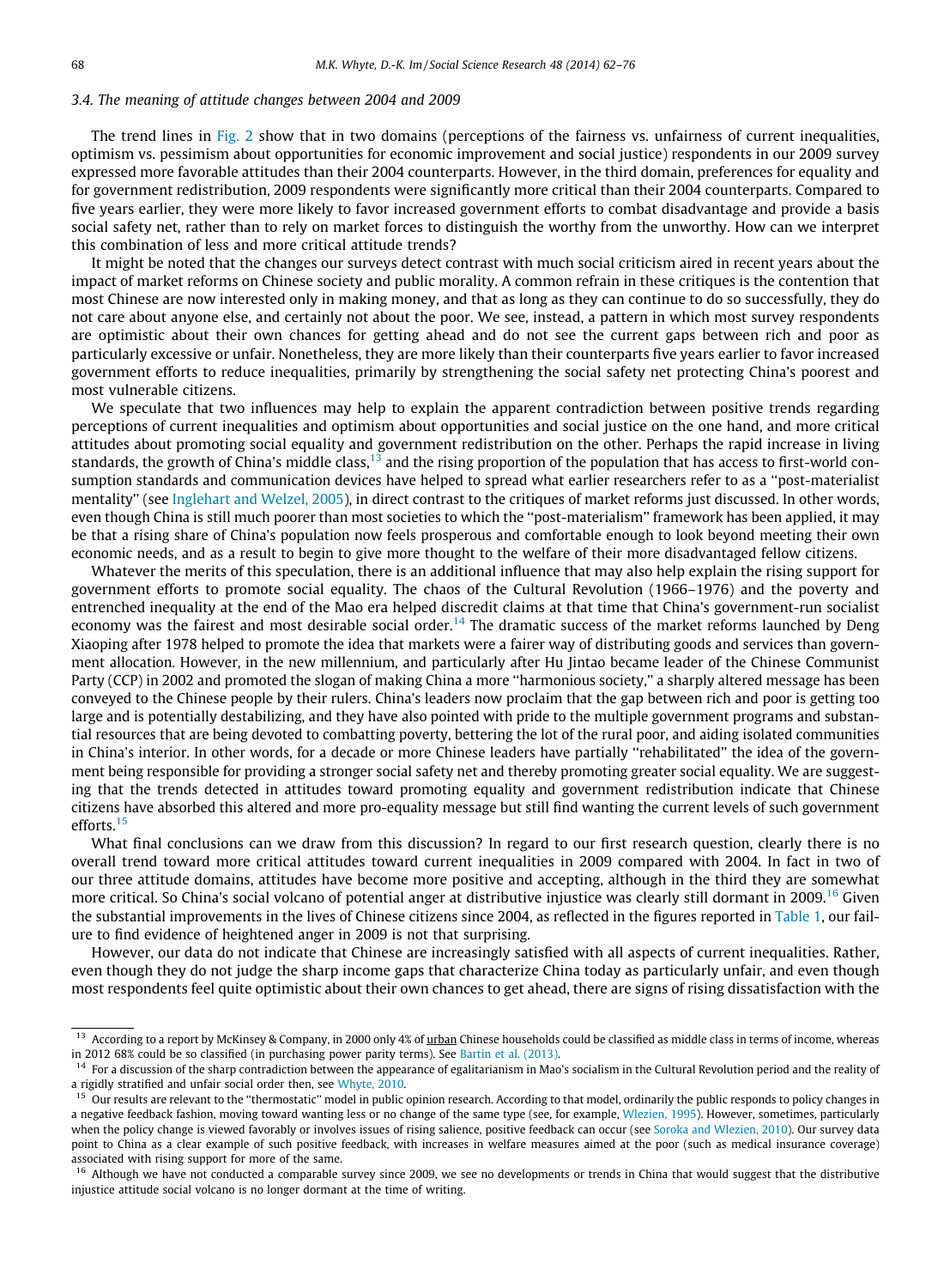### 3.4. The meaning of attitude changes between 2004 and 2009

The trend lines in Fig. 2 show that in two domains (perceptions of the fairness vs. unfairness of current inequalities, optimism vs. pessimism about opportunities for economic improvement and social justice) respondents in our 2009 survey expressed more favorable attitudes than their 2004 counterparts. However, in the third domain, preferences for equality and for government redistribution, 2009 respondents were significantly more critical than their 2004 counterparts. Compared to five years earlier, they were more likely to favor increased government efforts to combat disadvantage and provide a basis social safety net, rather than to rely on market forces to distinguish the worthy from the unworthy. How can we interpret this combination of less and more critical attitude trends?

It might be noted that the changes our surveys detect contrast with much social criticism aired in recent years about the impact of market reforms on Chinese society and public morality. A common refrain in these critiques is the contention that most Chinese are now interested only in making money, and that as long as they can continue to do so successfully, they do not care about anyone else, and certainly not about the poor. We see, instead, a pattern in which most survey respondents are optimistic about their own chances for getting ahead and do not see the current gaps between rich and poor as particularly excessive or unfair. Nonetheless, they are more likely than their counterparts five years earlier to favor increased government efforts to reduce inequalities, primarily by strengthening the social safety net protecting China's poorest and most vulnerable citizens.

We speculate that two influences may help to explain the apparent contradiction between positive trends regarding perceptions of current inequalities and optimism about opportunities and social justice on the one hand, and more critical attitudes about promoting social equality and government redistribution on the other. Perhaps the rapid increase in living standards, the growth of China's middle class,[13] and the rising proportion of the population that has access to first-world consumption standards and communication devices have helped to spread what earlier researchers refer to as a "post-materialist mentality" (see Inglehart and Welzel, 2005), in direct contrast to the critiques of market reforms just discussed. In other words, even though China is still much poorer than most societies to which the "post-materialism" framework has been applied, it may be that a rising share of China's population now feels prosperous and comfortable enough to look beyond meeting their own economic needs, and as a result to begin to give more thought to the welfare of their more disadvantaged fellow citizens.

Whatever the merits of this speculation, there is an additional influence that may also help explain the rising support for government efforts to promote social equality. The chaos of the Cultural Revolution (1966–1976) and the poverty and entrenched inequality at the end of the Mao era helped discredit claims at that time that China's government-run socialist economy was the fairest and most desirable social order.[14] The dramatic success of the market reforms launched by Deng Xiaoping after 1978 helped to promote the idea that markets were a fairer way of distributing goods and services than government allocation. However, in the new millennium, and particularly after Hu Jintao became leader of the Chinese Communist Party (CCP) in 2002 and promoted the slogan of making China a more "harmonious society," a sharply altered message has been conveyed to the Chinese people by their rulers. China's leaders now proclaim that the gap between rich and poor is getting too large and is potentially destabilizing, and they have also pointed with pride to the multiple government programs and substantial resources that are being devoted to combatting poverty, bettering the lot of the rural poor, and aiding isolated communities in China's interior. In other words, for a decade or more Chinese leaders have partially "rehabilitated" the idea of the government being responsible for providing a stronger social safety net and thereby promoting greater social equality. We are suggesting that the trends detected in attitudes toward promoting equality and government redistribution indicate that Chinese citizens have absorbed this altered and more pro-equality message but still find wanting the current levels of such government efforts.[15]

What final conclusions can we draw from this discussion? In regard to our first research question, clearly there is no overall trend toward more critical attitudes toward current inequalities in 2009 compared with 2004. In fact in two of our three attitude domains, attitudes have become more positive and accepting, although in the third they are somewhat more critical. So China's social volcano of potential anger at distributive injustice was clearly still dormant in 2009.[16] Given the substantial improvements in the lives of Chinese citizens since 2004, as reflected in the figures reported in Table 1, our failure to find evidence of heightened anger in 2009 is not that surprising.

However, our data do not indicate that Chinese are increasingly satisfied with all aspects of current inequalities. Rather, even though they do not judge the sharp income gaps that characterize China today as particularly unfair, and even though most respondents feel quite optimistic about their own chances to get ahead, there are signs of rising dissatisfaction with the

---

[13] According to a report by McKinsey & Company, in 2000 only 4% of urban Chinese households could be classified as middle class in terms of income, whereas in 2012 68% could be so classified (in purchasing power parity terms). See Bartin et al. (2013).

[14] For a discussion of the sharp contradiction between the appearance of egalitarianism in Mao's socialism in the Cultural Revolution period and the reality of a rigidly stratified and unfair social order then, see Whyte, 2010.

[15] Our results are relevant to the "thermostatic" model in public opinion research. According to that model, ordinarily the public responds to policy changes in a negative feedback fashion, moving toward wanting less or no change of the same type (see, for example, Wlezien, 1995). However, sometimes, particularly when the policy change is viewed favorably or involves issues of rising salience, positive feedback can occur (see Soroka and Wlezien, 2010). Our survey data point to China as a clear example of such positive feedback, with increases in welfare measures aimed at the poor (such as medical insurance coverage) associated with rising support for more of the same.

[16] Although we have not conducted a comparable survey since 2009, we see no developments or trends in China that would suggest that the distributive injustice attitude social volcano is no longer dormant at the time of writing.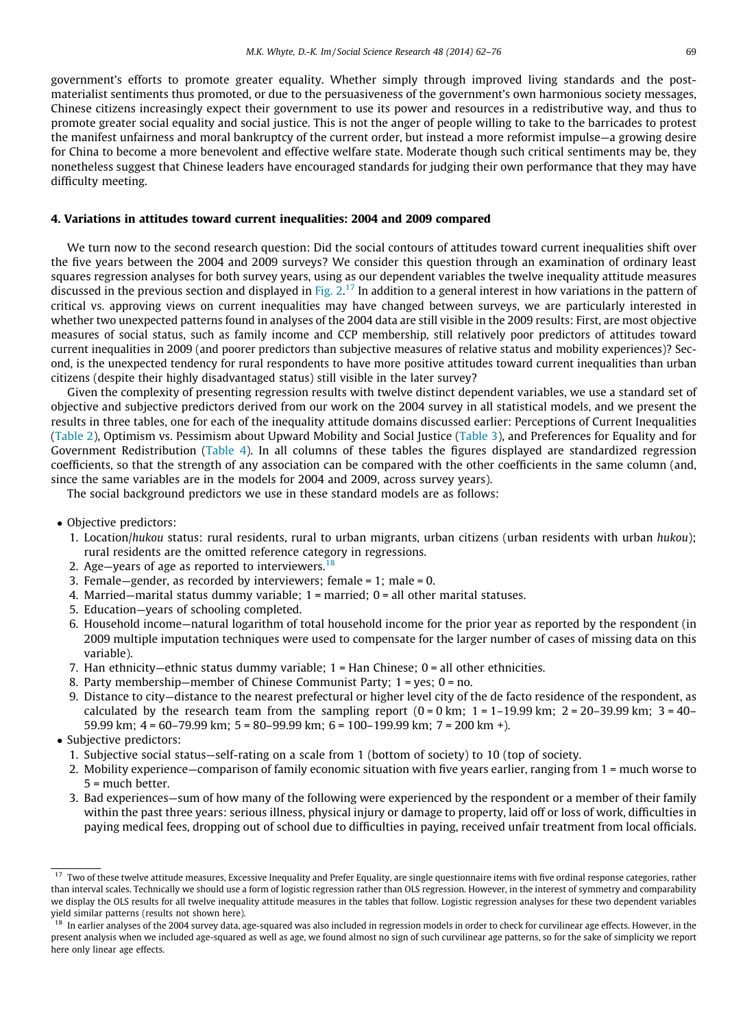government's efforts to promote greater equality. Whether simply through improved living standards and the post-materialist sentiments thus promoted, or due to the persuasiveness of the government's own harmonious society messages, Chinese citizens increasingly expect their government to use its power and resources in a redistributive way, and thus to promote greater social equality and social justice. This is not the anger of people willing to take to the barricades to protest the manifest unfairness and moral bankruptcy of the current order, but instead a more reformist impulse—a growing desire for China to become a more benevolent and effective welfare state. Moderate though such critical sentiments may be, they nonetheless suggest that Chinese leaders have encouraged standards for judging their own performance that they may have difficulty meeting.

## 4. Variations in attitudes toward current inequalities: 2004 and 2009 compared

We turn now to the second research question: Did the social contours of attitudes toward current inequalities shift over the five years between the 2004 and 2009 surveys? We consider this question through an examination of ordinary least squares regression analyses for both survey years, using as our dependent variables the twelve inequality attitude measures discussed in the previous section and displayed in Fig. 2.[17] In addition to a general interest in how variations in the pattern of critical vs. approving views on current inequalities may have changed between surveys, we are particularly interested in whether two unexpected patterns found in analyses of the 2004 data are still visible in the 2009 results: First, are most objective measures of social status, such as family income and CCP membership, still relatively poor predictors of attitudes toward current inequalities in 2009 (and poorer predictors than subjective measures of relative status and mobility experiences)? Second, is the unexpected tendency for rural respondents to have more positive attitudes toward current inequalities than urban citizens (despite their highly disadvantaged status) still visible in the later survey?

Given the complexity of presenting regression results with twelve distinct dependent variables, we use a standard set of objective and subjective predictors derived from our work on the 2004 survey in all statistical models, and we present the results in three tables, one for each of the inequality attitude domains discussed earlier: Perceptions of Current Inequalities (Table 2), Optimism vs. Pessimism about Upward Mobility and Social Justice (Table 3), and Preferences for Equality and for Government Redistribution (Table 4). In all columns of these tables the figures displayed are standardized regression coefficients, so that the strength of any association can be compared with the other coefficients in the same column (and, since the same variables are in the models for 2004 and 2009, across survey years).

The social background predictors we use in these standard models are as follows:

- Objective predictors:
  1. Location/*hukou* status: rural residents, rural to urban migrants, urban citizens (urban residents with urban *hukou*); rural residents are the omitted reference category in regressions.
  2. Age—years of age as reported to interviewers.[18]
  3. Female—gender, as recorded by interviewers; female = 1; male = 0.
  4. Married—marital status dummy variable; 1 = married; 0 = all other marital statuses.
  5. Education—years of schooling completed.
  6. Household income—natural logarithm of total household income for the prior year as reported by the respondent (in 2009 multiple imputation techniques were used to compensate for the larger number of cases of missing data on this variable).
  7. Han ethnicity—ethnic status dummy variable; 1 = Han Chinese; 0 = all other ethnicities.
  8. Party membership—member of Chinese Communist Party; 1 = yes; 0 = no.
  9. Distance to city—distance to the nearest prefectural or higher level city of the de facto residence of the respondent, as calculated by the research team from the sampling report (0 = 0 km; 1 = 1–19.99 km; 2 = 20–39.99 km; 3 = 40–59.99 km; 4 = 60–79.99 km; 5 = 80–99.99 km; 6 = 100–199.99 km; 7 = 200 km +).
- Subjective predictors:
  1. Subjective social status—self-rating on a scale from 1 (bottom of society) to 10 (top of society.
  2. Mobility experience—comparison of family economic situation with five years earlier, ranging from 1 = much worse to 5 = much better.
  3. Bad experiences—sum of how many of the following were experienced by the respondent or a member of their family within the past three years: serious illness, physical injury or damage to property, laid off or loss of work, difficulties in paying medical fees, dropping out of school due to difficulties in paying, received unfair treatment from local officials.

---

[17] Two of these twelve attitude measures, Excessive Inequality and Prefer Equality, are single questionnaire items with five ordinal response categories, rather than interval scales. Technically we should use a form of logistic regression rather than OLS regression. However, in the interest of symmetry and comparability we display the OLS results for all twelve inequality attitude measures in the tables that follow. Logistic regression analyses for these two dependent variables yield similar patterns (results not shown here).

[18] In earlier analyses of the 2004 survey data, age-squared was also included in regression models in order to check for curvilinear age effects. However, in the present analysis when we included age-squared as well as age, we found almost no sign of such curvilinear age patterns, so for the sake of simplicity we report here only linear age effects.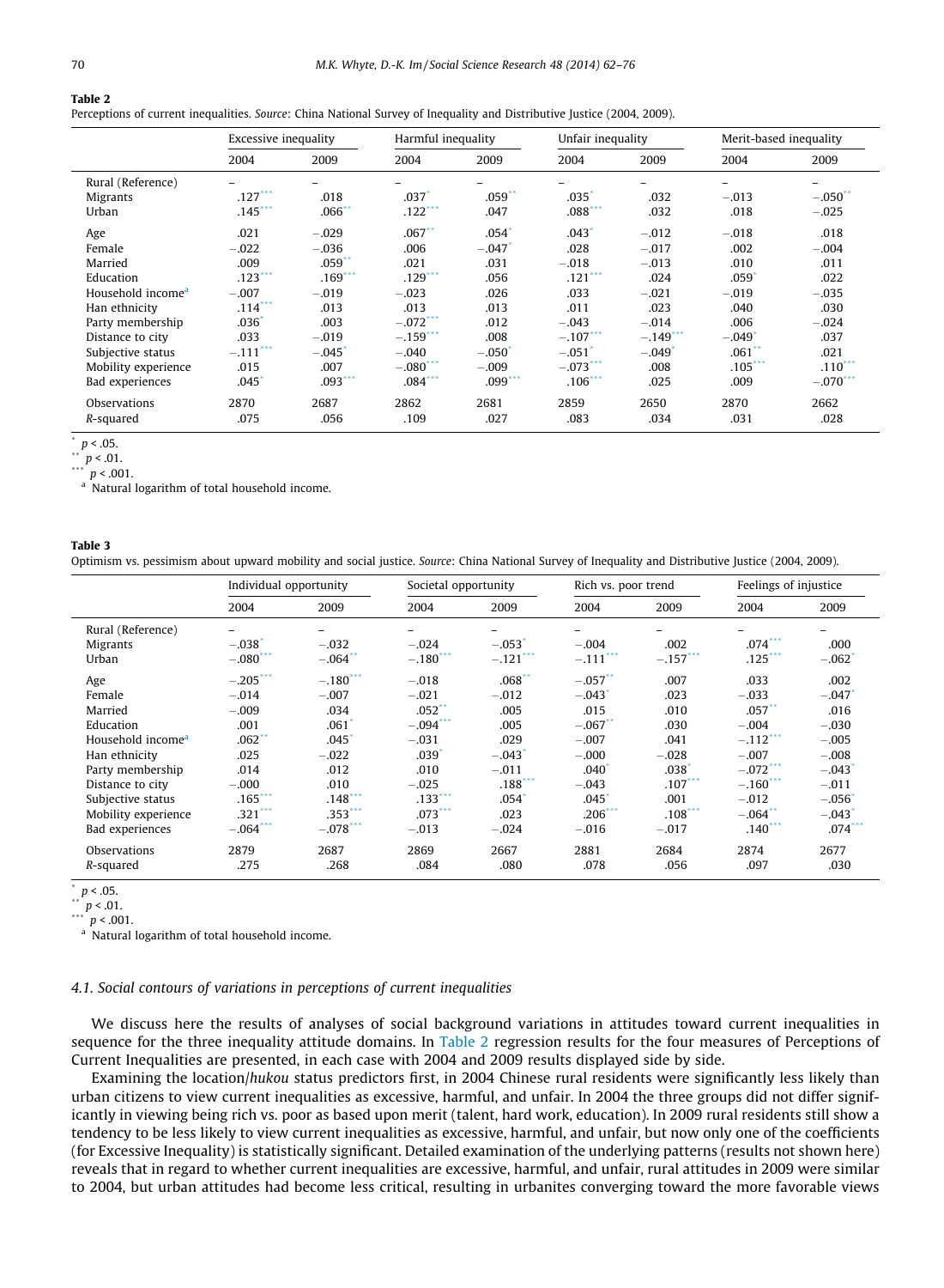**Table 2**
Perceptions of current inequalities. *Source*: China National Survey of Inequality and Distributive Justice (2004, 2009).

| | Excessive inequality | | Harmful inequality | | Unfair inequality | | Merit-based inequality | |
|---|---|---|---|---|---|---|---|---|
| | 2004 | 2009 | 2004 | 2009 | 2004 | 2009 | 2004 | 2009 |
| Rural (Reference) | – | – | – | – | – | – | – | – |
| Migrants | .127*** | .018 | .037* | .059** | .035* | .032 | −.013 | −.050** |
| Urban | .145*** | .066** | .122*** | .047 | .088*** | .032 | .018 | −.025 |
| Age | .021 | −.029 | .067** | .054* | .043* | −.012 | −.018 | .018 |
| Female | −.022 | −.036 | .006 | −.047* | .028 | −.017 | .002 | −.004 |
| Married | .009 | .059** | .021 | .031 | −.018 | −.013 | .010 | .011 |
| Education | .123*** | .169*** | .129*** | .056 | .121*** | .024 | .059* | .022 |
| Household income[a] | −.007 | −.019 | −.023 | .026 | .033 | −.021 | −.019 | −.035 |
| Han ethnicity | .114*** | .013 | .013 | .013 | .011 | .023 | .040 | .030 |
| Party membership | .036* | .003 | −.072*** | .012 | −.043 | −.014 | .006 | −.024 |
| Distance to city | .033 | −.019 | −.159*** | .008 | −.107*** | −.149*** | −.049* | .037 |
| Subjective status | −.111*** | −.045* | −.040 | −.050* | −.051* | −.049* | .061** | .021 |
| Mobility experience | .015 | .007 | −.080*** | −.009 | −.073*** | .008 | .105*** | .110*** |
| Bad experiences | .045* | .093*** | .084*** | .099*** | .106*** | .025 | .009 | −.070*** |
| Observations | 2870 | 2687 | 2862 | 2681 | 2859 | 2650 | 2870 | 2662 |
| *R*-squared | .075 | .056 | .109 | .027 | .083 | .034 | .031 | .028 |

\* $p < .05$.
\*\* $p < .01$.
\*\*\* $p < .001$.
[a] Natural logarithm of total household income.

**Table 3**
Optimism vs. pessimism about upward mobility and social justice. *Source*: China National Survey of Inequality and Distributive Justice (2004, 2009).

| | Individual opportunity | | Societal opportunity | | Rich vs. poor trend | | Feelings of injustice | |
|---|---|---|---|---|---|---|---|---|
| | 2004 | 2009 | 2004 | 2009 | 2004 | 2009 | 2004 | 2009 |
| Rural (Reference) | – | – | – | – | – | – | – | – |
| Migrants | −.038* | −.032 | −.024 | −.053* | −.004 | .002 | .074*** | .000 |
| Urban | −.080*** | −.064** | −.180*** | −.121*** | −.111*** | −.157*** | .125*** | −.062* |
| Age | −.205*** | −.180*** | −.018 | .068** | −.057** | .007 | .033 | .002 |
| Female | −.014 | −.007 | −.021 | −.012 | −.043* | .023 | −.033 | −.047* |
| Married | −.009 | .034 | .052** | .005 | .015 | .010 | .057** | .016 |
| Education | .001 | .061* | −.094*** | .005 | −.067** | .030 | −.004 | −.030 |
| Household income[a] | .062** | .045* | −.031 | .029 | −.007 | .041 | −.112*** | −.005 |
| Han ethnicity | .025 | −.022 | .039* | −.043* | −.000 | −.028 | −.007 | −.008 |
| Party membership | .014 | .012 | .010 | −.011 | .040* | .038* | −.072*** | −.043* |
| Distance to city | −.000 | .010 | −.025 | .188*** | −.043 | .107*** | −.160*** | −.011 |
| Subjective status | .165*** | .148*** | .133*** | .054* | .045* | .001 | −.012 | −.056* |
| Mobility experience | .321*** | .353*** | .073*** | .023 | .206*** | .108*** | −.064** | −.043* |
| Bad experiences | −.064*** | −.078*** | −.013 | −.024 | −.016 | −.017 | .140*** | .074*** |
| Observations | 2879 | 2687 | 2869 | 2667 | 2881 | 2684 | 2874 | 2677 |
| *R*-squared | .275 | .268 | .084 | .080 | .078 | .056 | .097 | .030 |

\* $p < .05$.
\*\* $p < .01$.
\*\*\* $p < .001$.
[a] Natural logarithm of total household income.

### 4.1. Social contours of variations in perceptions of current inequalities

We discuss here the results of analyses of social background variations in attitudes toward current inequalities in sequence for the three inequality attitude domains. In Table 2 regression results for the four measures of Perceptions of Current Inequalities are presented, in each case with 2004 and 2009 results displayed side by side.

Examining the location/*hukou* status predictors first, in 2004 Chinese rural residents were significantly less likely than urban citizens to view current inequalities as excessive, harmful, and unfair. In 2004 the three groups did not differ significantly in viewing being rich vs. poor as based upon merit (talent, hard work, education). In 2009 rural residents still show a tendency to be less likely to view current inequalities as excessive, harmful, and unfair, but now only one of the coefficients (for Excessive Inequality) is statistically significant. Detailed examination of the underlying patterns (results not shown here) reveals that in regard to whether current inequalities are excessive, harmful, and unfair, rural attitudes in 2009 were similar to 2004, but urban attitudes had become less critical, resulting in urbanites converging toward the more favorable views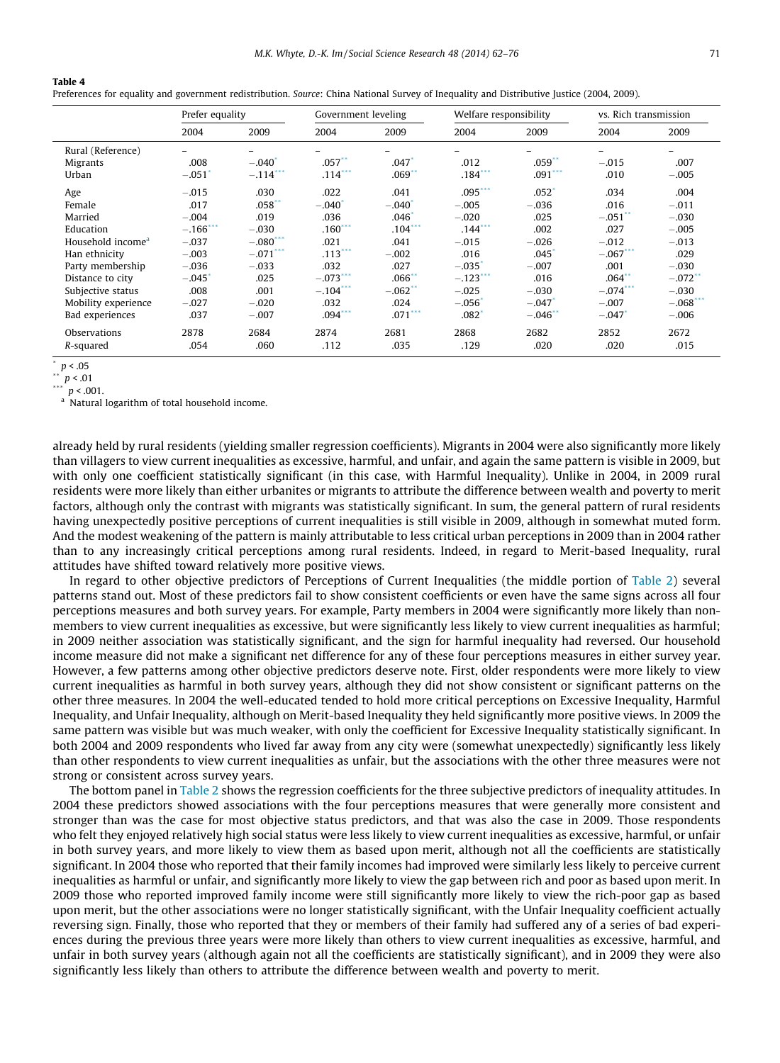**Table 4**
Preferences for equality and government redistribution. *Source*: China National Survey of Inequality and Distributive Justice (2004, 2009).

| | Prefer equality | | Government leveling | | Welfare responsibility | | vs. Rich transmission | |
|---|---|---|---|---|---|---|---|---|
| | 2004 | 2009 | 2004 | 2009 | 2004 | 2009 | 2004 | 2009 |
| Rural (Reference) | – | – | – | – | – | – | – | – |
| Migrants | .008 | −.040* | .057** | .047* | .012 | .059** | −.015 | .007 |
| Urban | −.051* | −.114*** | .114*** | .069** | .184*** | .091*** | .010 | −.005 |
| Age | −.015 | .030 | .022 | .041 | .095*** | .052* | .034 | .004 |
| Female | .017 | .058** | −.040* | −.040* | −.005 | −.036 | .016 | −.011 |
| Married | −.004 | .019 | .036 | .046* | −.020 | .025 | −.051** | −.030 |
| Education | −.166*** | −.030 | .160*** | .104*** | .144*** | .002 | .027 | −.005 |
| Household income[a] | −.037 | −.080*** | .021 | .041 | −.015 | −.026 | −.012 | −.013 |
| Han ethnicity | −.003 | −.071*** | .113*** | −.002 | .016 | .045* | −.067*** | .029 |
| Party membership | −.036 | −.033 | .032 | .027 | −.035* | −.007 | .001 | −.030 |
| Distance to city | −.045* | .025 | −.073*** | .066** | −.123*** | .016 | .064** | −.072** |
| Subjective status | .008 | .001 | −.104*** | −.062** | −.025 | −.030 | −.074*** | −.030 |
| Mobility experience | −.027 | −.020 | .032 | .024 | −.056* | −.047* | −.007 | −.068*** |
| Bad experiences | .037 | −.007 | .094*** | .071*** | .082* | −.046** | −.047* | −.006 |
| Observations | 2878 | 2684 | 2874 | 2681 | 2868 | 2682 | 2852 | 2672 |
| *R*-squared | .054 | .060 | .112 | .035 | .129 | .020 | .020 | .015 |

\* $p < .05$

\*\* $p < .01$

\*\*\* $p < .001$.

[a] Natural logarithm of total household income.

already held by rural residents (yielding smaller regression coefficients). Migrants in 2004 were also significantly more likely than villagers to view current inequalities as excessive, harmful, and unfair, and again the same pattern is visible in 2009, but with only one coefficient statistically significant (in this case, with Harmful Inequality). Unlike in 2004, in 2009 rural residents were more likely than either urbanites or migrants to attribute the difference between wealth and poverty to merit factors, although only the contrast with migrants was statistically significant. In sum, the general pattern of rural residents having unexpectedly positive perceptions of current inequalities is still visible in 2009, although in somewhat muted form. And the modest weakening of the pattern is mainly attributable to less critical urban perceptions in 2009 than in 2004 rather than to any increasingly critical perceptions among rural residents. Indeed, in regard to Merit-based Inequality, rural attitudes have shifted toward relatively more positive views.

In regard to other objective predictors of Perceptions of Current Inequalities (the middle portion of Table 2) several patterns stand out. Most of these predictors fail to show consistent coefficients or even have the same signs across all four perceptions measures and both survey years. For example, Party members in 2004 were significantly more likely than nonmembers to view current inequalities as excessive, but were significantly less likely to view current inequalities as harmful; in 2009 neither association was statistically significant, and the sign for harmful inequality had reversed. Our household income measure did not make a significant net difference for any of these four perceptions measures in either survey year. However, a few patterns among other objective predictors deserve note. First, older respondents were more likely to view current inequalities as harmful in both survey years, although they did not show consistent or significant patterns on the other three measures. In 2004 the well-educated tended to hold more critical perceptions on Excessive Inequality, Harmful Inequality, and Unfair Inequality, although on Merit-based Inequality they held significantly more positive views. In 2009 the same pattern was visible but was much weaker, with only the coefficient for Excessive Inequality statistically significant. In both 2004 and 2009 respondents who lived far away from any city were (somewhat unexpectedly) significantly less likely than other respondents to view current inequalities as unfair, but the associations with the other three measures were not strong or consistent across survey years.

The bottom panel in Table 2 shows the regression coefficients for the three subjective predictors of inequality attitudes. In 2004 these predictors showed associations with the four perceptions measures that were generally more consistent and stronger than was the case for most objective status predictors, and that was also the case in 2009. Those respondents who felt they enjoyed relatively high social status were less likely to view current inequalities as excessive, harmful, or unfair in both survey years, and more likely to view them as based upon merit, although not all the coefficients are statistically significant. In 2004 those who reported that their family incomes had improved were similarly less likely to perceive current inequalities as harmful or unfair, and significantly more likely to view the gap between rich and poor as based upon merit. In 2009 those who reported improved family income were still significantly more likely to view the rich-poor gap as based upon merit, but the other associations were no longer statistically significant, with the Unfair Inequality coefficient actually reversing sign. Finally, those who reported that they or members of their family had suffered any of a series of bad experiences during the previous three years were more likely than others to view current inequalities as excessive, harmful, and unfair in both survey years (although again not all the coefficients are statistically significant), and in 2009 they were also significantly less likely than others to attribute the difference between wealth and poverty to merit.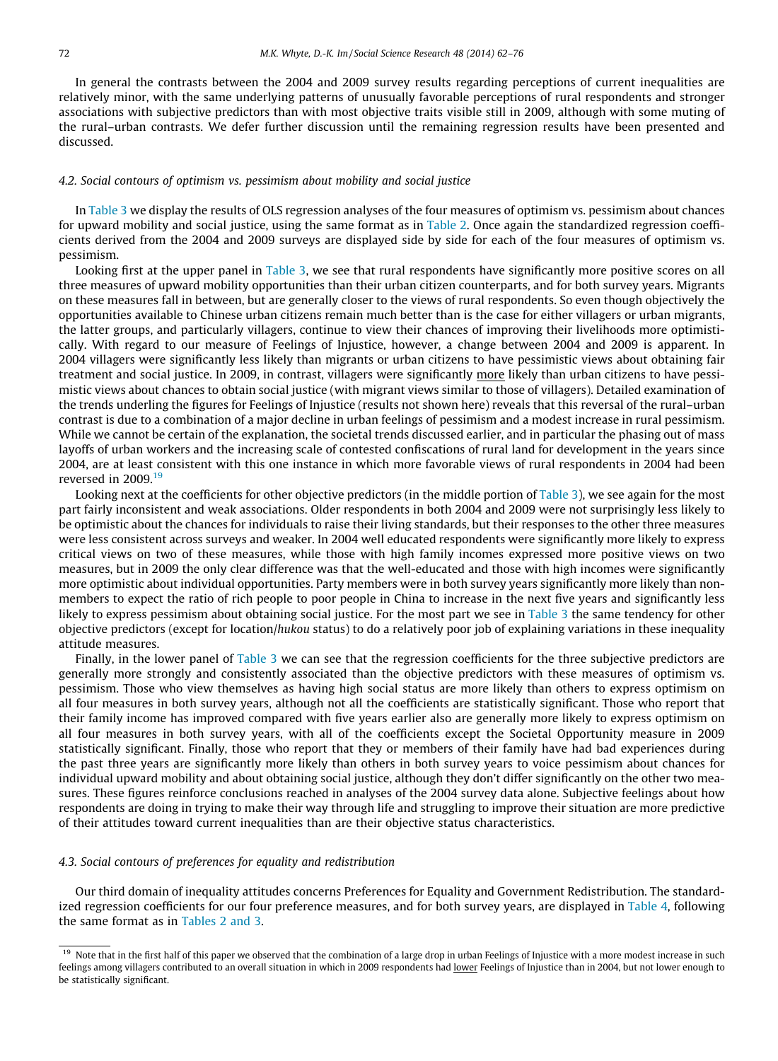In general the contrasts between the 2004 and 2009 survey results regarding perceptions of current inequalities are relatively minor, with the same underlying patterns of unusually favorable perceptions of rural respondents and stronger associations with subjective predictors than with most objective traits visible still in 2009, although with some muting of the rural–urban contrasts. We defer further discussion until the remaining regression results have been presented and discussed.

### 4.2. Social contours of optimism vs. pessimism about mobility and social justice

In Table 3 we display the results of OLS regression analyses of the four measures of optimism vs. pessimism about chances for upward mobility and social justice, using the same format as in Table 2. Once again the standardized regression coefficients derived from the 2004 and 2009 surveys are displayed side by side for each of the four measures of optimism vs. pessimism.

Looking first at the upper panel in Table 3, we see that rural respondents have significantly more positive scores on all three measures of upward mobility opportunities than their urban citizen counterparts, and for both survey years. Migrants on these measures fall in between, but are generally closer to the views of rural respondents. So even though objectively the opportunities available to Chinese urban citizens remain much better than is the case for either villagers or urban migrants, the latter groups, and particularly villagers, continue to view their chances of improving their livelihoods more optimistically. With regard to our measure of Feelings of Injustice, however, a change between 2004 and 2009 is apparent. In 2004 villagers were significantly less likely than migrants or urban citizens to have pessimistic views about obtaining fair treatment and social justice. In 2009, in contrast, villagers were significantly more likely than urban citizens to have pessimistic views about chances to obtain social justice (with migrant views similar to those of villagers). Detailed examination of the trends underling the figures for Feelings of Injustice (results not shown here) reveals that this reversal of the rural–urban contrast is due to a combination of a major decline in urban feelings of pessimism and a modest increase in rural pessimism. While we cannot be certain of the explanation, the societal trends discussed earlier, and in particular the phasing out of mass layoffs of urban workers and the increasing scale of contested confiscations of rural land for development in the years since 2004, are at least consistent with this one instance in which more favorable views of rural respondents in 2004 had been reversed in 2009.[19]

Looking next at the coefficients for other objective predictors (in the middle portion of Table 3), we see again for the most part fairly inconsistent and weak associations. Older respondents in both 2004 and 2009 were not surprisingly less likely to be optimistic about the chances for individuals to raise their living standards, but their responses to the other three measures were less consistent across surveys and weaker. In 2004 well educated respondents were significantly more likely to express critical views on two of these measures, while those with high family incomes expressed more positive views on two measures, but in 2009 the only clear difference was that the well-educated and those with high incomes were significantly more optimistic about individual opportunities. Party members were in both survey years significantly more likely than non-members to expect the ratio of rich people to poor people in China to increase in the next five years and significantly less likely to express pessimism about obtaining social justice. For the most part we see in Table 3 the same tendency for other objective predictors (except for location/*hukou* status) to do a relatively poor job of explaining variations in these inequality attitude measures.

Finally, in the lower panel of Table 3 we can see that the regression coefficients for the three subjective predictors are generally more strongly and consistently associated than the objective predictors with these measures of optimism vs. pessimism. Those who view themselves as having high social status are more likely than others to express optimism on all four measures in both survey years, although not all the coefficients are statistically significant. Those who report that their family income has improved compared with five years earlier also are generally more likely to express optimism on all four measures in both survey years, with all of the coefficients except the Societal Opportunity measure in 2009 statistically significant. Finally, those who report that they or members of their family have had bad experiences during the past three years are significantly more likely than others in both survey years to voice pessimism about chances for individual upward mobility and about obtaining social justice, although they don't differ significantly on the other two measures. These figures reinforce conclusions reached in analyses of the 2004 survey data alone. Subjective feelings about how respondents are doing in trying to make their way through life and struggling to improve their situation are more predictive of their attitudes toward current inequalities than are their objective status characteristics.

### 4.3. Social contours of preferences for equality and redistribution

Our third domain of inequality attitudes concerns Preferences for Equality and Government Redistribution. The standardized regression coefficients for our four preference measures, and for both survey years, are displayed in Table 4, following the same format as in Tables 2 and 3.

[19] Note that in the first half of this paper we observed that the combination of a large drop in urban Feelings of Injustice with a more modest increase in such feelings among villagers contributed to an overall situation in which in 2009 respondents had lower Feelings of Injustice than in 2004, but not lower enough to be statistically significant.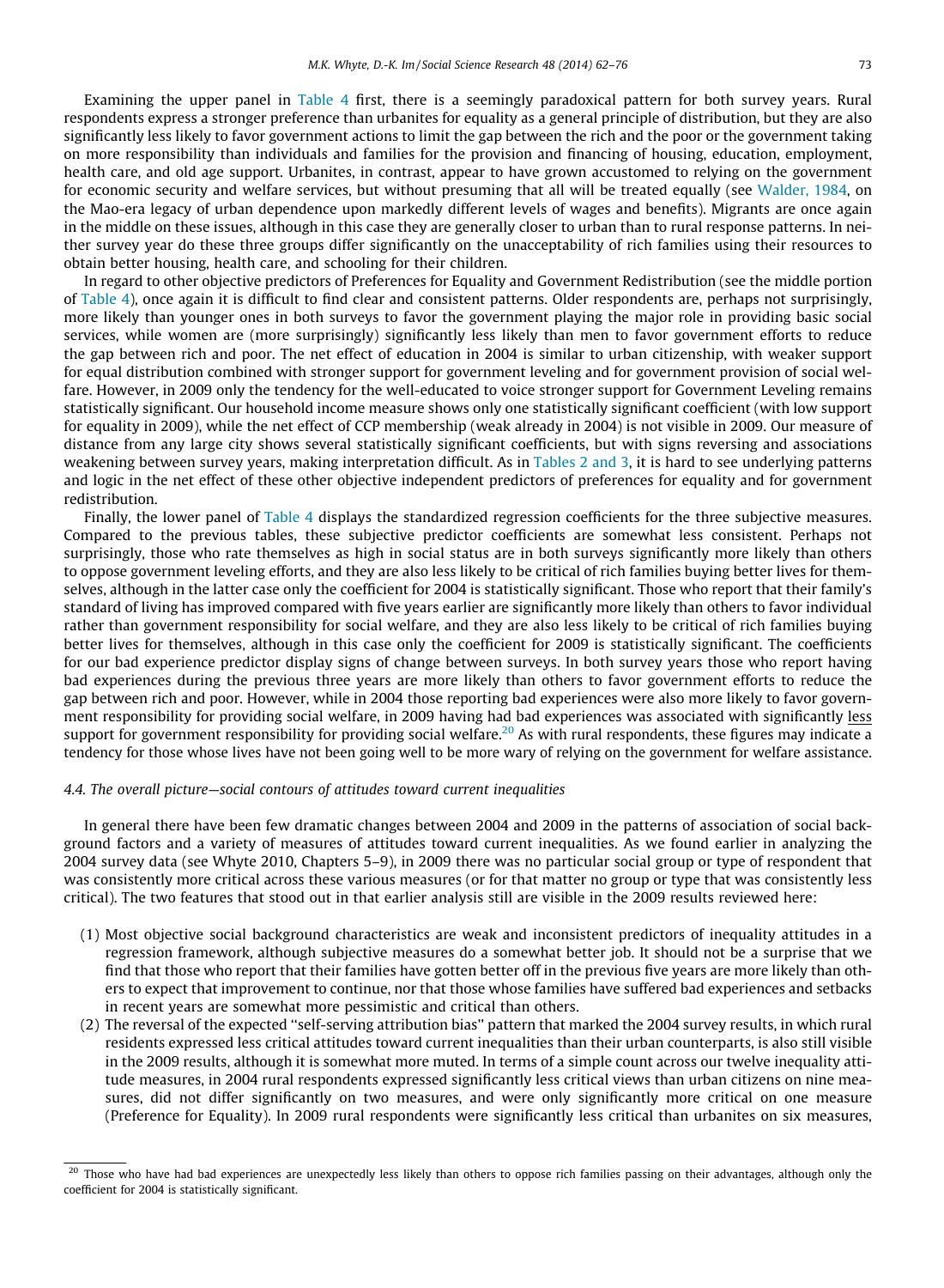Examining the upper panel in Table 4 first, there is a seemingly paradoxical pattern for both survey years. Rural respondents express a stronger preference than urbanites for equality as a general principle of distribution, but they are also significantly less likely to favor government actions to limit the gap between the rich and the poor or the government taking on more responsibility than individuals and families for the provision and financing of housing, education, employment, health care, and old age support. Urbanites, in contrast, appear to have grown accustomed to relying on the government for economic security and welfare services, but without presuming that all will be treated equally (see Walder, 1984, on the Mao-era legacy of urban dependence upon markedly different levels of wages and benefits). Migrants are once again in the middle on these issues, although in this case they are generally closer to urban than to rural response patterns. In neither survey year do these three groups differ significantly on the unacceptability of rich families using their resources to obtain better housing, health care, and schooling for their children.

In regard to other objective predictors of Preferences for Equality and Government Redistribution (see the middle portion of Table 4), once again it is difficult to find clear and consistent patterns. Older respondents are, perhaps not surprisingly, more likely than younger ones in both surveys to favor the government playing the major role in providing basic social services, while women are (more surprisingly) significantly less likely than men to favor government efforts to reduce the gap between rich and poor. The net effect of education in 2004 is similar to urban citizenship, with weaker support for equal distribution combined with stronger support for government leveling and for government provision of social welfare. However, in 2009 only the tendency for the well-educated to voice stronger support for Government Leveling remains statistically significant. Our household income measure shows only one statistically significant coefficient (with low support for equality in 2009), while the net effect of CCP membership (weak already in 2004) is not visible in 2009. Our measure of distance from any large city shows several statistically significant coefficients, but with signs reversing and associations weakening between survey years, making interpretation difficult. As in Tables 2 and 3, it is hard to see underlying patterns and logic in the net effect of these other objective independent predictors of preferences for equality and for government redistribution.

Finally, the lower panel of Table 4 displays the standardized regression coefficients for the three subjective measures. Compared to the previous tables, these subjective predictor coefficients are somewhat less consistent. Perhaps not surprisingly, those who rate themselves as high in social status are in both surveys significantly more likely than others to oppose government leveling efforts, and they are also less likely to be critical of rich families buying better lives for themselves, although in the latter case only the coefficient for 2004 is statistically significant. Those who report that their family's standard of living has improved compared with five years earlier are significantly more likely than others to favor individual rather than government responsibility for social welfare, and they are also less likely to be critical of rich families buying better lives for themselves, although in this case only the coefficient for 2009 is statistically significant. The coefficients for our bad experience predictor display signs of change between surveys. In both survey years those who report having bad experiences during the previous three years are more likely than others to favor government efforts to reduce the gap between rich and poor. However, while in 2004 those reporting bad experiences were also more likely to favor government responsibility for providing social welfare, in 2009 having had bad experiences was associated with significantly <u>less</u> support for government responsibility for providing social welfare.[20] As with rural respondents, these figures may indicate a tendency for those whose lives have not been going well to be more wary of relying on the government for welfare assistance.

### 4.4. The overall picture—social contours of attitudes toward current inequalities

In general there have been few dramatic changes between 2004 and 2009 in the patterns of association of social background factors and a variety of measures of attitudes toward current inequalities. As we found earlier in analyzing the 2004 survey data (see Whyte 2010, Chapters 5–9), in 2009 there was no particular social group or type of respondent that was consistently more critical across these various measures (or for that matter no group or type that was consistently less critical). The two features that stood out in that earlier analysis still are visible in the 2009 results reviewed here:

(1) Most objective social background characteristics are weak and inconsistent predictors of inequality attitudes in a regression framework, although subjective measures do a somewhat better job. It should not be a surprise that we find that those who report that their families have gotten better off in the previous five years are more likely than others to expect that improvement to continue, nor that those whose families have suffered bad experiences and setbacks in recent years are somewhat more pessimistic and critical than others.

(2) The reversal of the expected "self-serving attribution bias" pattern that marked the 2004 survey results, in which rural residents expressed less critical attitudes toward current inequalities than their urban counterparts, is also still visible in the 2009 results, although it is somewhat more muted. In terms of a simple count across our twelve inequality attitude measures, in 2004 rural respondents expressed significantly less critical views than urban citizens on nine measures, did not differ significantly on two measures, and were only significantly more critical on one measure (Preference for Equality). In 2009 rural respondents were significantly less critical than urbanites on six measures,

---

[20] Those who have had bad experiences are unexpectedly less likely than others to oppose rich families passing on their advantages, although only the coefficient for 2004 is statistically significant.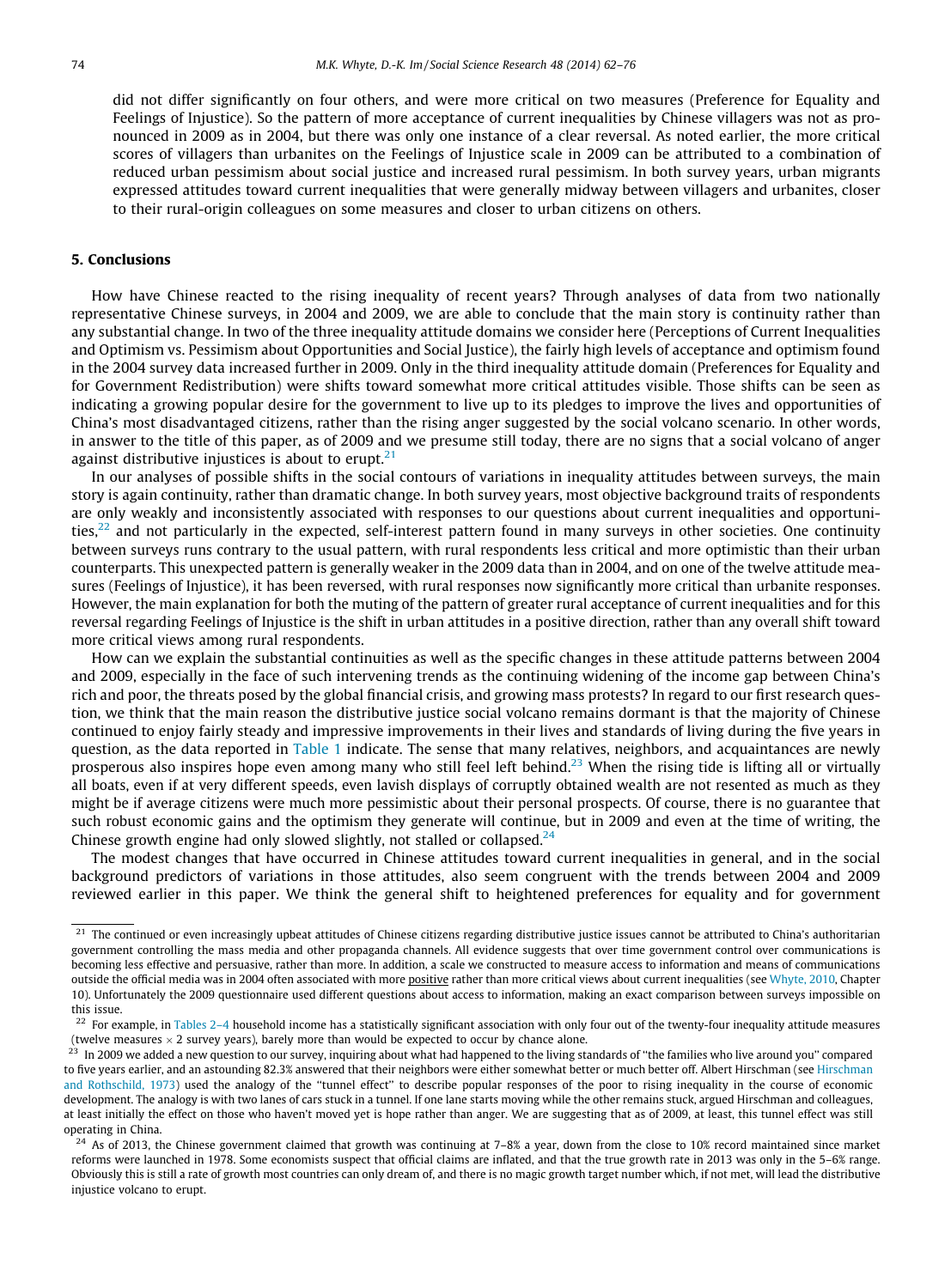did not differ significantly on four others, and were more critical on two measures (Preference for Equality and Feelings of Injustice). So the pattern of more acceptance of current inequalities by Chinese villagers was not as pronounced in 2009 as in 2004, but there was only one instance of a clear reversal. As noted earlier, the more critical scores of villagers than urbanites on the Feelings of Injustice scale in 2009 can be attributed to a combination of reduced urban pessimism about social justice and increased rural pessimism. In both survey years, urban migrants expressed attitudes toward current inequalities that were generally midway between villagers and urbanites, closer to their rural-origin colleagues on some measures and closer to urban citizens on others.

## 5. Conclusions

How have Chinese reacted to the rising inequality of recent years? Through analyses of data from two nationally representative Chinese surveys, in 2004 and 2009, we are able to conclude that the main story is continuity rather than any substantial change. In two of the three inequality attitude domains we consider here (Perceptions of Current Inequalities and Optimism vs. Pessimism about Opportunities and Social Justice), the fairly high levels of acceptance and optimism found in the 2004 survey data increased further in 2009. Only in the third inequality attitude domain (Preferences for Equality and for Government Redistribution) were shifts toward somewhat more critical attitudes visible. Those shifts can be seen as indicating a growing popular desire for the government to live up to its pledges to improve the lives and opportunities of China's most disadvantaged citizens, rather than the rising anger suggested by the social volcano scenario. In other words, in answer to the title of this paper, as of 2009 and we presume still today, there are no signs that a social volcano of anger against distributive injustices is about to erupt.[21]

In our analyses of possible shifts in the social contours of variations in inequality attitudes between surveys, the main story is again continuity, rather than dramatic change. In both survey years, most objective background traits of respondents are only weakly and inconsistently associated with responses to our questions about current inequalities and opportunities,[22] and not particularly in the expected, self-interest pattern found in many surveys in other societies. One continuity between surveys runs contrary to the usual pattern, with rural respondents less critical and more optimistic than their urban counterparts. This unexpected pattern is generally weaker in the 2009 data than in 2004, and on one of the twelve attitude measures (Feelings of Injustice), it has been reversed, with rural responses now significantly more critical than urbanite responses. However, the main explanation for both the muting of the pattern of greater rural acceptance of current inequalities and for this reversal regarding Feelings of Injustice is the shift in urban attitudes in a positive direction, rather than any overall shift toward more critical views among rural respondents.

How can we explain the substantial continuities as well as the specific changes in these attitude patterns between 2004 and 2009, especially in the face of such intervening trends as the continuing widening of the income gap between China's rich and poor, the threats posed by the global financial crisis, and growing mass protests? In regard to our first research question, we think that the main reason the distributive justice social volcano remains dormant is that the majority of Chinese continued to enjoy fairly steady and impressive improvements in their lives and standards of living during the five years in question, as the data reported in Table 1 indicate. The sense that many relatives, neighbors, and acquaintances are newly prosperous also inspires hope even among many who still feel left behind.[23] When the rising tide is lifting all or virtually all boats, even if at very different speeds, even lavish displays of corruptly obtained wealth are not resented as much as they might be if average citizens were much more pessimistic about their personal prospects. Of course, there is no guarantee that such robust economic gains and the optimism they generate will continue, but in 2009 and even at the time of writing, the Chinese growth engine had only slowed slightly, not stalled or collapsed.[24]

The modest changes that have occurred in Chinese attitudes toward current inequalities in general, and in the social background predictors of variations in those attitudes, also seem congruent with the trends between 2004 and 2009 reviewed earlier in this paper. We think the general shift to heightened preferences for equality and for government

---

[21] The continued or even increasingly upbeat attitudes of Chinese citizens regarding distributive justice issues cannot be attributed to China's authoritarian government controlling the mass media and other propaganda channels. All evidence suggests that over time government control over communications is becoming less effective and persuasive, rather than more. In addition, a scale we constructed to measure access to information and means of communications outside the official media was in 2004 often associated with more positive rather than more critical views about current inequalities (see Whyte, 2010, Chapter 10). Unfortunately the 2009 questionnaire used different questions about access to information, making an exact comparison between surveys impossible on this issue.

[22] For example, in Tables 2–4 household income has a statistically significant association with only four out of the twenty-four inequality attitude measures (twelve measures $\times$ 2 survey years), barely more than would be expected to occur by chance alone.

[23] In 2009 we added a new question to our survey, inquiring about what had happened to the living standards of "the families who live around you" compared to five years earlier, and an astounding 82.3% answered that their neighbors were either somewhat better or much better off. Albert Hirschman (see Hirschman and Rothschild, 1973) used the analogy of the "tunnel effect" to describe popular responses of the poor to rising inequality in the course of economic development. The analogy is with two lanes of cars stuck in a tunnel. If one lane starts moving while the other remains stuck, argued Hirschman and colleagues, at least initially the effect on those who haven't moved yet is hope rather than anger. We are suggesting that as of 2009, at least, this tunnel effect was still operating in China.

[24] As of 2013, the Chinese government claimed that growth was continuing at 7–8% a year, down from the close to 10% record maintained since market reforms were launched in 1978. Some economists suspect that official claims are inflated, and that the true growth rate in 2013 was only in the 5–6% range. Obviously this is still a rate of growth most countries can only dream of, and there is no magic growth target number which, if not met, will lead the distributive injustice volcano to erupt.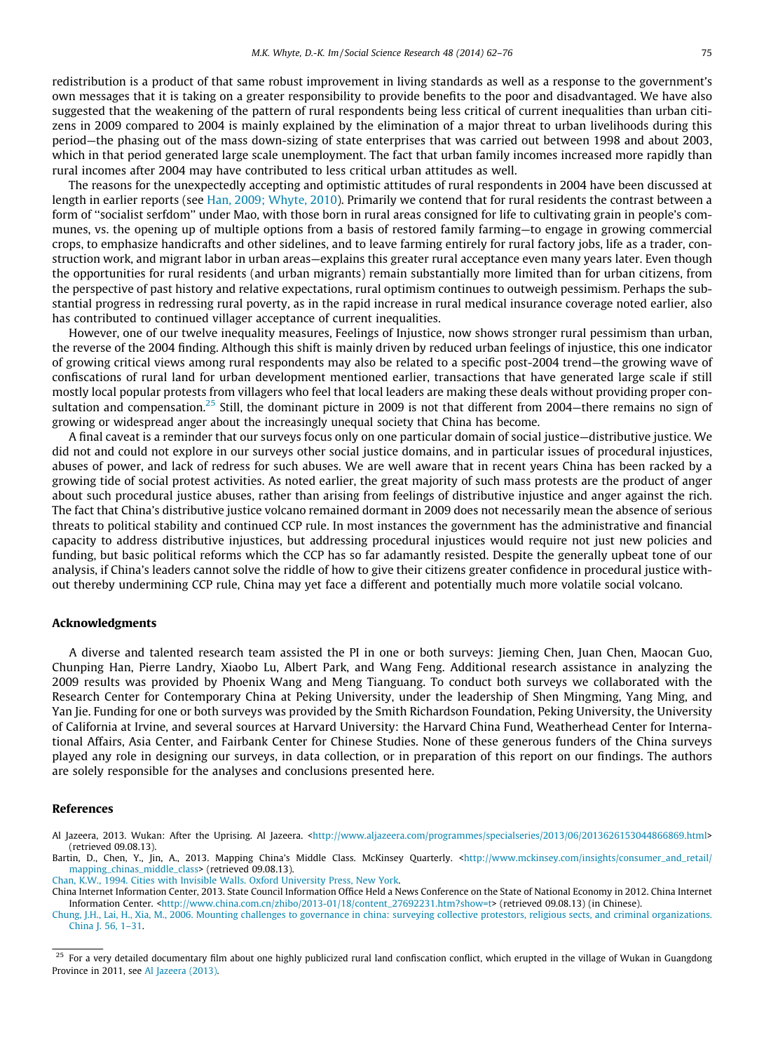redistribution is a product of that same robust improvement in living standards as well as a response to the government's own messages that it is taking on a greater responsibility to provide benefits to the poor and disadvantaged. We have also suggested that the weakening of the pattern of rural respondents being less critical of current inequalities than urban citizens in 2009 compared to 2004 is mainly explained by the elimination of a major threat to urban livelihoods during this period—the phasing out of the mass down-sizing of state enterprises that was carried out between 1998 and about 2003, which in that period generated large scale unemployment. The fact that urban family incomes increased more rapidly than rural incomes after 2004 may have contributed to less critical urban attitudes as well.

The reasons for the unexpectedly accepting and optimistic attitudes of rural respondents in 2004 have been discussed at length in earlier reports (see Han, 2009; Whyte, 2010). Primarily we contend that for rural residents the contrast between a form of ''socialist serfdom'' under Mao, with those born in rural areas consigned for life to cultivating grain in people's communes, vs. the opening up of multiple options from a basis of restored family farming—to engage in growing commercial crops, to emphasize handicrafts and other sidelines, and to leave farming entirely for rural factory jobs, life as a trader, construction work, and migrant labor in urban areas—explains this greater rural acceptance even many years later. Even though the opportunities for rural residents (and urban migrants) remain substantially more limited than for urban citizens, from the perspective of past history and relative expectations, rural optimism continues to outweigh pessimism. Perhaps the substantial progress in redressing rural poverty, as in the rapid increase in rural medical insurance coverage noted earlier, also has contributed to continued villager acceptance of current inequalities.

However, one of our twelve inequality measures, Feelings of Injustice, now shows stronger rural pessimism than urban, the reverse of the 2004 finding. Although this shift is mainly driven by reduced urban feelings of injustice, this one indicator of growing critical views among rural respondents may also be related to a specific post-2004 trend—the growing wave of confiscations of rural land for urban development mentioned earlier, transactions that have generated large scale if still mostly local popular protests from villagers who feel that local leaders are making these deals without providing proper consultation and compensation.[25] Still, the dominant picture in 2009 is not that different from 2004—there remains no sign of growing or widespread anger about the increasingly unequal society that China has become.

A final caveat is a reminder that our surveys focus only on one particular domain of social justice—distributive justice. We did not and could not explore in our surveys other social justice domains, and in particular issues of procedural injustices, abuses of power, and lack of redress for such abuses. We are well aware that in recent years China has been racked by a growing tide of social protest activities. As noted earlier, the great majority of such mass protests are the product of anger about such procedural justice abuses, rather than arising from feelings of distributive injustice and anger against the rich. The fact that China's distributive justice volcano remained dormant in 2009 does not necessarily mean the absence of serious threats to political stability and continued CCP rule. In most instances the government has the administrative and financial capacity to address distributive injustices, but addressing procedural injustices would require not just new policies and funding, but basic political reforms which the CCP has so far adamantly resisted. Despite the generally upbeat tone of our analysis, if China's leaders cannot solve the riddle of how to give their citizens greater confidence in procedural justice without thereby undermining CCP rule, China may yet face a different and potentially much more volatile social volcano.

## Acknowledgments

A diverse and talented research team assisted the PI in one or both surveys: Jieming Chen, Juan Chen, Maocan Guo, Chunping Han, Pierre Landry, Xiaobo Lu, Albert Park, and Wang Feng. Additional research assistance in analyzing the 2009 results was provided by Phoenix Wang and Meng Tianguang. To conduct both surveys we collaborated with the Research Center for Contemporary China at Peking University, under the leadership of Shen Mingming, Yang Ming, and Yan Jie. Funding for one or both surveys was provided by the Smith Richardson Foundation, Peking University, the University of California at Irvine, and several sources at Harvard University: the Harvard China Fund, Weatherhead Center for International Affairs, Asia Center, and Fairbank Center for Chinese Studies. None of these generous funders of the China surveys played any role in designing our surveys, in data collection, or in preparation of this report on our findings. The authors are solely responsible for the analyses and conclusions presented here.

## References

Al Jazeera, 2013. Wukan: After the Uprising. Al Jazeera. <http://www.aljazeera.com/programmes/specialseries/2013/06/2013626153044866869.html> (retrieved 09.08.13).

Bartin, D., Chen, Y., Jin, A., 2013. Mapping China's Middle Class. McKinsey Quarterly. <http://www.mckinsey.com/insights/consumer_and_retail/mapping_chinas_middle_class> (retrieved 09.08.13).

Chan, K.W., 1994. Cities with Invisible Walls. Oxford University Press, New York.

China Internet Information Center, 2013. State Council Information Office Held a News Conference on the State of National Economy in 2012. China Internet Information Center. <http://www.china.com.cn/zhibo/2013-01/18/content_27692231.htm?show=t> (retrieved 09.08.13) (in Chinese).

Chung, J.H., Lai, H., Xia, M., 2006. Mounting challenges to governance in china: surveying collective protestors, religious sects, and criminal organizations. China J. 56, 1–31.

---

[25] For a very detailed documentary film about one highly publicized rural land confiscation conflict, which erupted in the village of Wukan in Guangdong Province in 2011, see Al Jazeera (2013).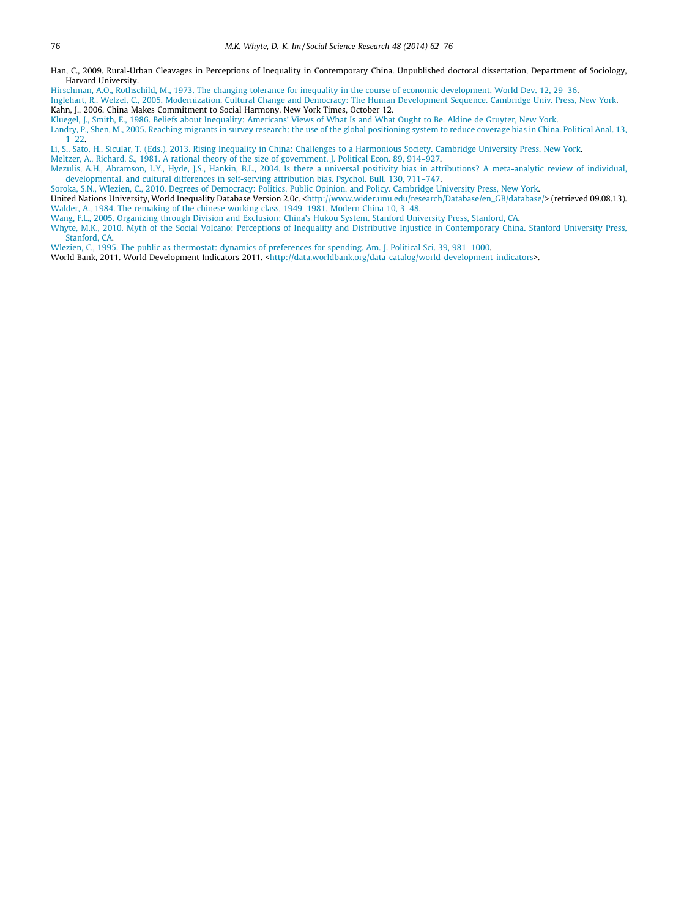Han, C., 2009. Rural-Urban Cleavages in Perceptions of Inequality in Contemporary China. Unpublished doctoral dissertation, Department of Sociology, Harvard University.

Hirschman, A.O., Rothschild, M., 1973. The changing tolerance for inequality in the course of economic development. World Dev. 12, 29–36.

Inglehart, R., Welzel, C., 2005. Modernization, Cultural Change and Democracy: The Human Development Sequence. Cambridge Univ. Press, New York.

Kahn, J., 2006. China Makes Commitment to Social Harmony. New York Times, October 12.

Kluegel, J., Smith, E., 1986. Beliefs about Inequality: Americans' Views of What Is and What Ought to Be. Aldine de Gruyter, New York.

Landry, P., Shen, M., 2005. Reaching migrants in survey research: the use of the global positioning system to reduce coverage bias in China. Political Anal. 13, 1–22.

Li, S., Sato, H., Sicular, T. (Eds.), 2013. Rising Inequality in China: Challenges to a Harmonious Society. Cambridge University Press, New York.

Meltzer, A., Richard, S., 1981. A rational theory of the size of government. J. Political Econ. 89, 914–927.

Mezulis, A.H., Abramson, L.Y., Hyde, J.S., Hankin, B.L., 2004. Is there a universal positivity bias in attributions? A meta-analytic review of individual, developmental, and cultural differences in self-serving attribution bias. Psychol. Bull. 130, 711–747.

Soroka, S.N., Wlezien, C., 2010. Degrees of Democracy: Politics, Public Opinion, and Policy. Cambridge University Press, New York.

United Nations University, World Inequality Database Version 2.0c. <http://www.wider.unu.edu/research/Database/en_GB/database/> (retrieved 09.08.13).

Walder, A., 1984. The remaking of the chinese working class, 1949–1981. Modern China 10, 3–48.

Wang, F.L., 2005. Organizing through Division and Exclusion: China's Hukou System. Stanford University Press, Stanford, CA.

Whyte, M.K., 2010. Myth of the Social Volcano: Perceptions of Inequality and Distributive Injustice in Contemporary China. Stanford University Press, Stanford, CA.

Wlezien, C., 1995. The public as thermostat: dynamics of preferences for spending. Am. J. Political Sci. 39, 981–1000.

World Bank, 2011. World Development Indicators 2011. <http://data.worldbank.org/data-catalog/world-development-indicators>.